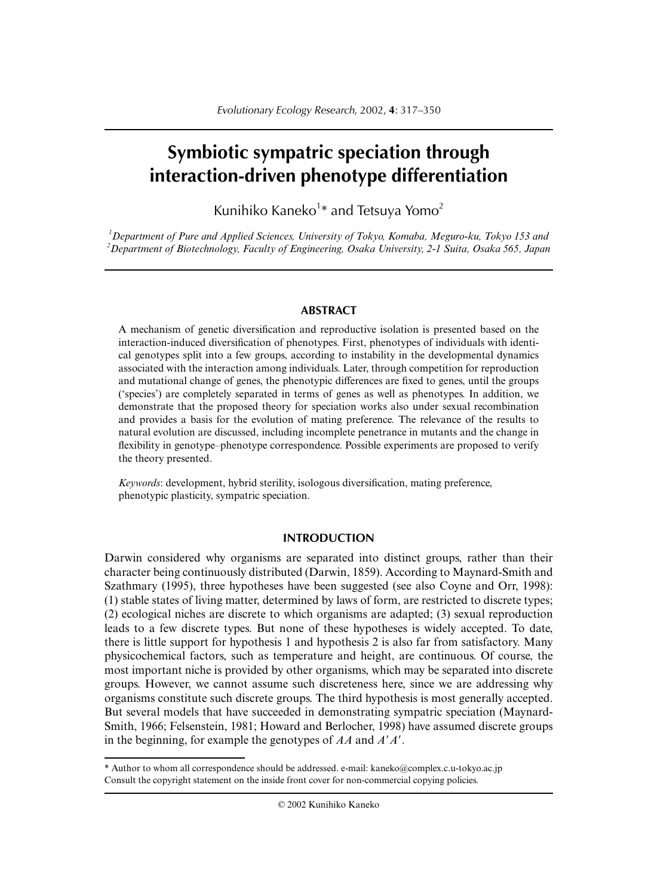# Symbiotic sympatric speciation through interaction-driven phenotype differentiation

Kunihiko Kaneko[1]* and Tetsuya Yomo[2]

[1]*Department of Pure and Applied Sciences, University of Tokyo, Komaba, Meguro-ku, Tokyo 153 and*
[2]*Department of Biotechnology, Faculty of Engineering, Osaka University, 2-1 Suita, Osaka 565, Japan*

## ABSTRACT

A mechanism of genetic diversification and reproductive isolation is presented based on the interaction-induced diversification of phenotypes. First, phenotypes of individuals with identical genotypes split into a few groups, according to instability in the developmental dynamics associated with the interaction among individuals. Later, through competition for reproduction and mutational change of genes, the phenotypic differences are fixed to genes, until the groups ('species') are completely separated in terms of genes as well as phenotypes. In addition, we demonstrate that the proposed theory for speciation works also under sexual recombination and provides a basis for the evolution of mating preference. The relevance of the results to natural evolution are discussed, including incomplete penetrance in mutants and the change in flexibility in genotype–phenotype correspondence. Possible experiments are proposed to verify the theory presented.

*Keywords*: development, hybrid sterility, isologous diversification, mating preference, phenotypic plasticity, sympatric speciation.

## INTRODUCTION

Darwin considered why organisms are separated into distinct groups, rather than their character being continuously distributed (Darwin, 1859). According to Maynard-Smith and Szathmary (1995), three hypotheses have been suggested (see also Coyne and Orr, 1998): (1) stable states of living matter, determined by laws of form, are restricted to discrete types; (2) ecological niches are discrete to which organisms are adapted; (3) sexual reproduction leads to a few discrete types. But none of these hypotheses is widely accepted. To date, there is little support for hypothesis 1 and hypothesis 2 is also far from satisfactory. Many physicochemical factors, such as temperature and height, are continuous. Of course, the most important niche is provided by other organisms, which may be separated into discrete groups. However, we cannot assume such discreteness here, since we are addressing why organisms constitute such discrete groups. The third hypothesis is most generally accepted. But several models that have succeeded in demonstrating sympatric speciation (Maynard-Smith, 1966; Felsenstein, 1981; Howard and Berlocher, 1998) have assumed discrete groups in the beginning, for example the genotypes of $AA$ and $A'A'$.

---

\* Author to whom all correspondence should be addressed. e-mail: kaneko@complex.c.u-tokyo.ac.jp
Consult the copyright statement on the inside front cover for non-commercial copying policies.

© 2002 Kunihiko Kaneko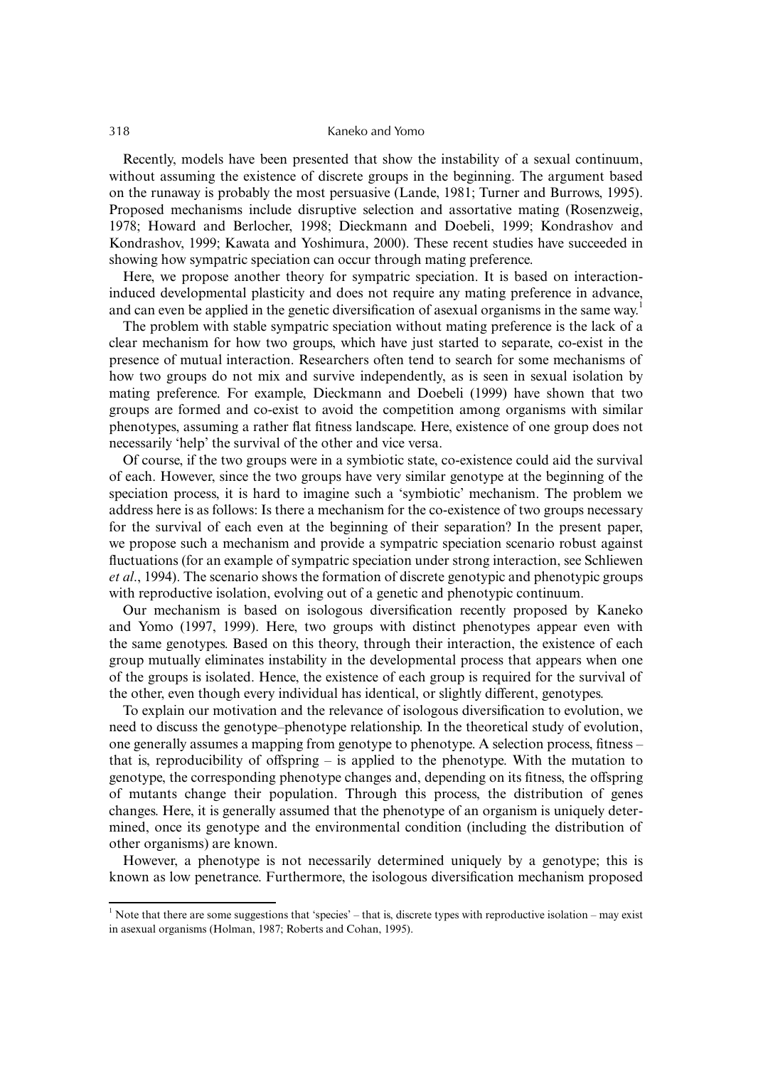Recently, models have been presented that show the instability of a sexual continuum, without assuming the existence of discrete groups in the beginning. The argument based on the runaway is probably the most persuasive (Lande, 1981; Turner and Burrows, 1995). Proposed mechanisms include disruptive selection and assortative mating (Rosenzweig, 1978; Howard and Berlocher, 1998; Dieckmann and Doebeli, 1999; Kondrashov and Kondrashov, 1999; Kawata and Yoshimura, 2000). These recent studies have succeeded in showing how sympatric speciation can occur through mating preference.

Here, we propose another theory for sympatric speciation. It is based on interaction-induced developmental plasticity and does not require any mating preference in advance, and can even be applied in the genetic diversification of asexual organisms in the same way.[1]

The problem with stable sympatric speciation without mating preference is the lack of a clear mechanism for how two groups, which have just started to separate, co-exist in the presence of mutual interaction. Researchers often tend to search for some mechanisms of how two groups do not mix and survive independently, as is seen in sexual isolation by mating preference. For example, Dieckmann and Doebeli (1999) have shown that two groups are formed and co-exist to avoid the competition among organisms with similar phenotypes, assuming a rather flat fitness landscape. Here, existence of one group does not necessarily 'help' the survival of the other and vice versa.

Of course, if the two groups were in a symbiotic state, co-existence could aid the survival of each. However, since the two groups have very similar genotype at the beginning of the speciation process, it is hard to imagine such a 'symbiotic' mechanism. The problem we address here is as follows: Is there a mechanism for the co-existence of two groups necessary for the survival of each even at the beginning of their separation? In the present paper, we propose such a mechanism and provide a sympatric speciation scenario robust against fluctuations (for an example of sympatric speciation under strong interaction, see Schliewen *et al*., 1994). The scenario shows the formation of discrete genotypic and phenotypic groups with reproductive isolation, evolving out of a genetic and phenotypic continuum.

Our mechanism is based on isologous diversification recently proposed by Kaneko and Yomo (1997, 1999). Here, two groups with distinct phenotypes appear even with the same genotypes. Based on this theory, through their interaction, the existence of each group mutually eliminates instability in the developmental process that appears when one of the groups is isolated. Hence, the existence of each group is required for the survival of the other, even though every individual has identical, or slightly different, genotypes.

To explain our motivation and the relevance of isologous diversification to evolution, we need to discuss the genotype–phenotype relationship. In the theoretical study of evolution, one generally assumes a mapping from genotype to phenotype. A selection process, fitness – that is, reproducibility of offspring – is applied to the phenotype. With the mutation to genotype, the corresponding phenotype changes and, depending on its fitness, the offspring of mutants change their population. Through this process, the distribution of genes changes. Here, it is generally assumed that the phenotype of an organism is uniquely determined, once its genotype and the environmental condition (including the distribution of other organisms) are known.

However, a phenotype is not necessarily determined uniquely by a genotype; this is known as low penetrance. Furthermore, the isologous diversification mechanism proposed

[1] Note that there are some suggestions that 'species' – that is, discrete types with reproductive isolation – may exist in asexual organisms (Holman, 1987; Roberts and Cohan, 1995).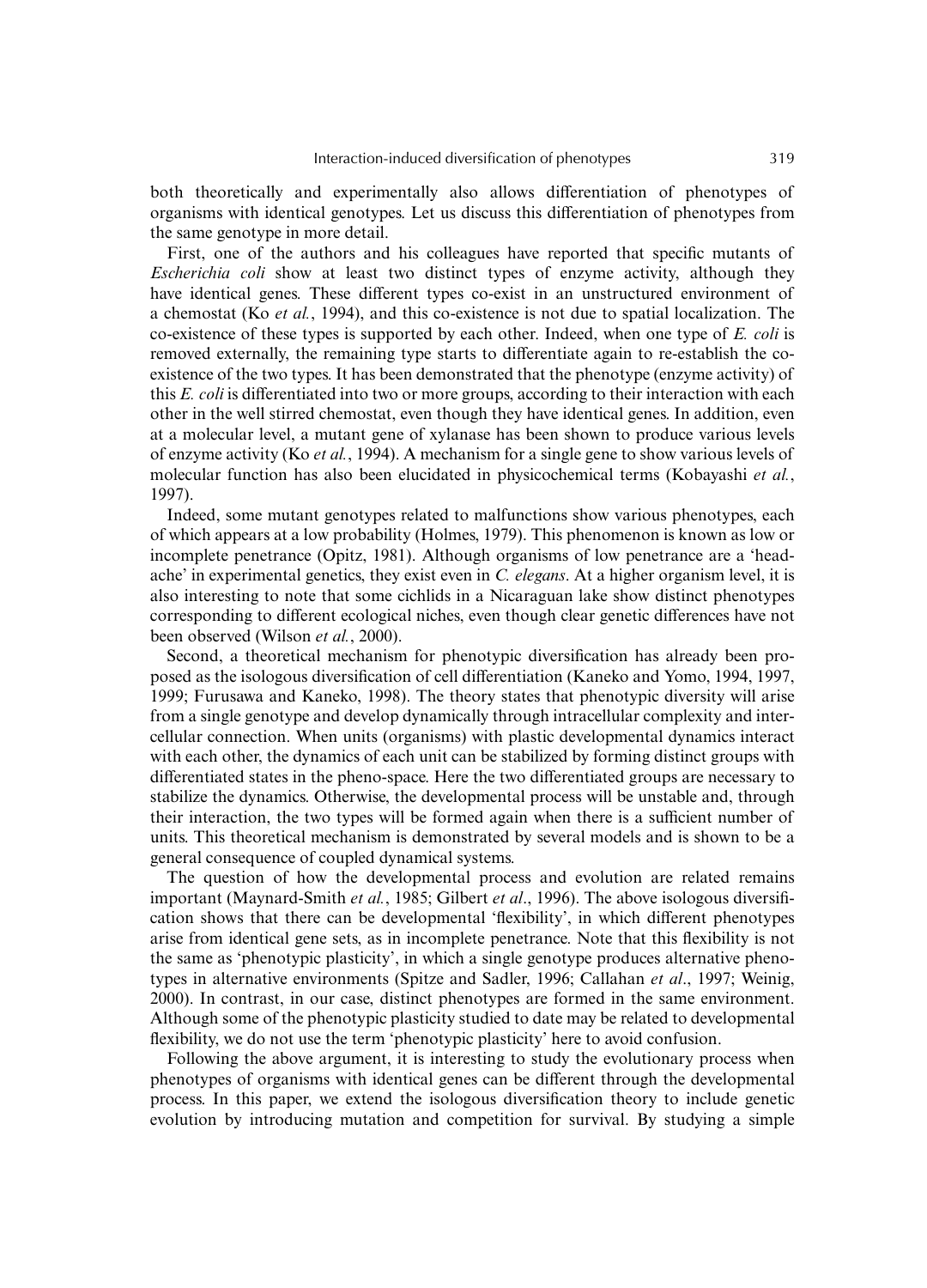both theoretically and experimentally also allows differentiation of phenotypes of organisms with identical genotypes. Let us discuss this differentiation of phenotypes from the same genotype in more detail.

First, one of the authors and his colleagues have reported that specific mutants of *Escherichia coli* show at least two distinct types of enzyme activity, although they have identical genes. These different types co-exist in an unstructured environment of a chemostat (Ko *et al.*, 1994), and this co-existence is not due to spatial localization. The co-existence of these types is supported by each other. Indeed, when one type of *E. coli* is removed externally, the remaining type starts to differentiate again to re-establish the co-existence of the two types. It has been demonstrated that the phenotype (enzyme activity) of this *E. coli* is differentiated into two or more groups, according to their interaction with each other in the well stirred chemostat, even though they have identical genes. In addition, even at a molecular level, a mutant gene of xylanase has been shown to produce various levels of enzyme activity (Ko *et al.*, 1994). A mechanism for a single gene to show various levels of molecular function has also been elucidated in physicochemical terms (Kobayashi *et al.*, 1997).

Indeed, some mutant genotypes related to malfunctions show various phenotypes, each of which appears at a low probability (Holmes, 1979). This phenomenon is known as low or incomplete penetrance (Opitz, 1981). Although organisms of low penetrance are a 'headache' in experimental genetics, they exist even in *C. elegans*. At a higher organism level, it is also interesting to note that some cichlids in a Nicaraguan lake show distinct phenotypes corresponding to different ecological niches, even though clear genetic differences have not been observed (Wilson *et al.*, 2000).

Second, a theoretical mechanism for phenotypic diversification has already been proposed as the isologous diversification of cell differentiation (Kaneko and Yomo, 1994, 1997, 1999; Furusawa and Kaneko, 1998). The theory states that phenotypic diversity will arise from a single genotype and develop dynamically through intracellular complexity and intercellular connection. When units (organisms) with plastic developmental dynamics interact with each other, the dynamics of each unit can be stabilized by forming distinct groups with differentiated states in the pheno-space. Here the two differentiated groups are necessary to stabilize the dynamics. Otherwise, the developmental process will be unstable and, through their interaction, the two types will be formed again when there is a sufficient number of units. This theoretical mechanism is demonstrated by several models and is shown to be a general consequence of coupled dynamical systems.

The question of how the developmental process and evolution are related remains important (Maynard-Smith *et al.*, 1985; Gilbert *et al*., 1996). The above isologous diversification shows that there can be developmental 'flexibility', in which different phenotypes arise from identical gene sets, as in incomplete penetrance. Note that this flexibility is not the same as 'phenotypic plasticity', in which a single genotype produces alternative phenotypes in alternative environments (Spitze and Sadler, 1996; Callahan *et al*., 1997; Weinig, 2000). In contrast, in our case, distinct phenotypes are formed in the same environment. Although some of the phenotypic plasticity studied to date may be related to developmental flexibility, we do not use the term 'phenotypic plasticity' here to avoid confusion.

Following the above argument, it is interesting to study the evolutionary process when phenotypes of organisms with identical genes can be different through the developmental process. In this paper, we extend the isologous diversification theory to include genetic evolution by introducing mutation and competition for survival. By studying a simple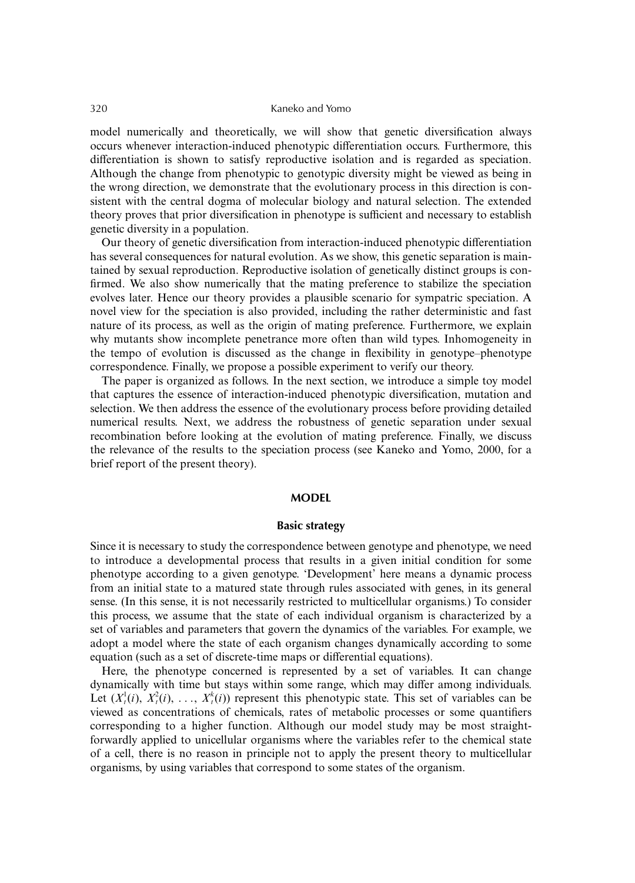model numerically and theoretically, we will show that genetic diversification always occurs whenever interaction-induced phenotypic differentiation occurs. Furthermore, this differentiation is shown to satisfy reproductive isolation and is regarded as speciation. Although the change from phenotypic to genotypic diversity might be viewed as being in the wrong direction, we demonstrate that the evolutionary process in this direction is consistent with the central dogma of molecular biology and natural selection. The extended theory proves that prior diversification in phenotype is sufficient and necessary to establish genetic diversity in a population.

Our theory of genetic diversification from interaction-induced phenotypic differentiation has several consequences for natural evolution. As we show, this genetic separation is maintained by sexual reproduction. Reproductive isolation of genetically distinct groups is confirmed. We also show numerically that the mating preference to stabilize the speciation evolves later. Hence our theory provides a plausible scenario for sympatric speciation. A novel view for the speciation is also provided, including the rather deterministic and fast nature of its process, as well as the origin of mating preference. Furthermore, we explain why mutants show incomplete penetrance more often than wild types. Inhomogeneity in the tempo of evolution is discussed as the change in flexibility in genotype–phenotype correspondence. Finally, we propose a possible experiment to verify our theory.

The paper is organized as follows. In the next section, we introduce a simple toy model that captures the essence of interaction-induced phenotypic diversification, mutation and selection. We then address the essence of the evolutionary process before providing detailed numerical results. Next, we address the robustness of genetic separation under sexual recombination before looking at the evolution of mating preference. Finally, we discuss the relevance of the results to the speciation process (see Kaneko and Yomo, 2000, for a brief report of the present theory).

## MODEL

### Basic strategy

Since it is necessary to study the correspondence between genotype and phenotype, we need to introduce a developmental process that results in a given initial condition for some phenotype according to a given genotype. 'Development' here means a dynamic process from an initial state to a matured state through rules associated with genes, in its general sense. (In this sense, it is not necessarily restricted to multicellular organisms.) To consider this process, we assume that the state of each individual organism is characterized by a set of variables and parameters that govern the dynamics of the variables. For example, we adopt a model where the state of each organism changes dynamically according to some equation (such as a set of discrete-time maps or differential equations).

Here, the phenotype concerned is represented by a set of variables. It can change dynamically with time but stays within some range, which may differ among individuals. Let $(X_t^1(i), X_t^2(i), \ldots, X_t^k(i))$ represent this phenotypic state. This set of variables can be viewed as concentrations of chemicals, rates of metabolic processes or some quantifiers corresponding to a higher function. Although our model study may be most straightforwardly applied to unicellular organisms where the variables refer to the chemical state of a cell, there is no reason in principle not to apply the present theory to multicellular organisms, by using variables that correspond to some states of the organism.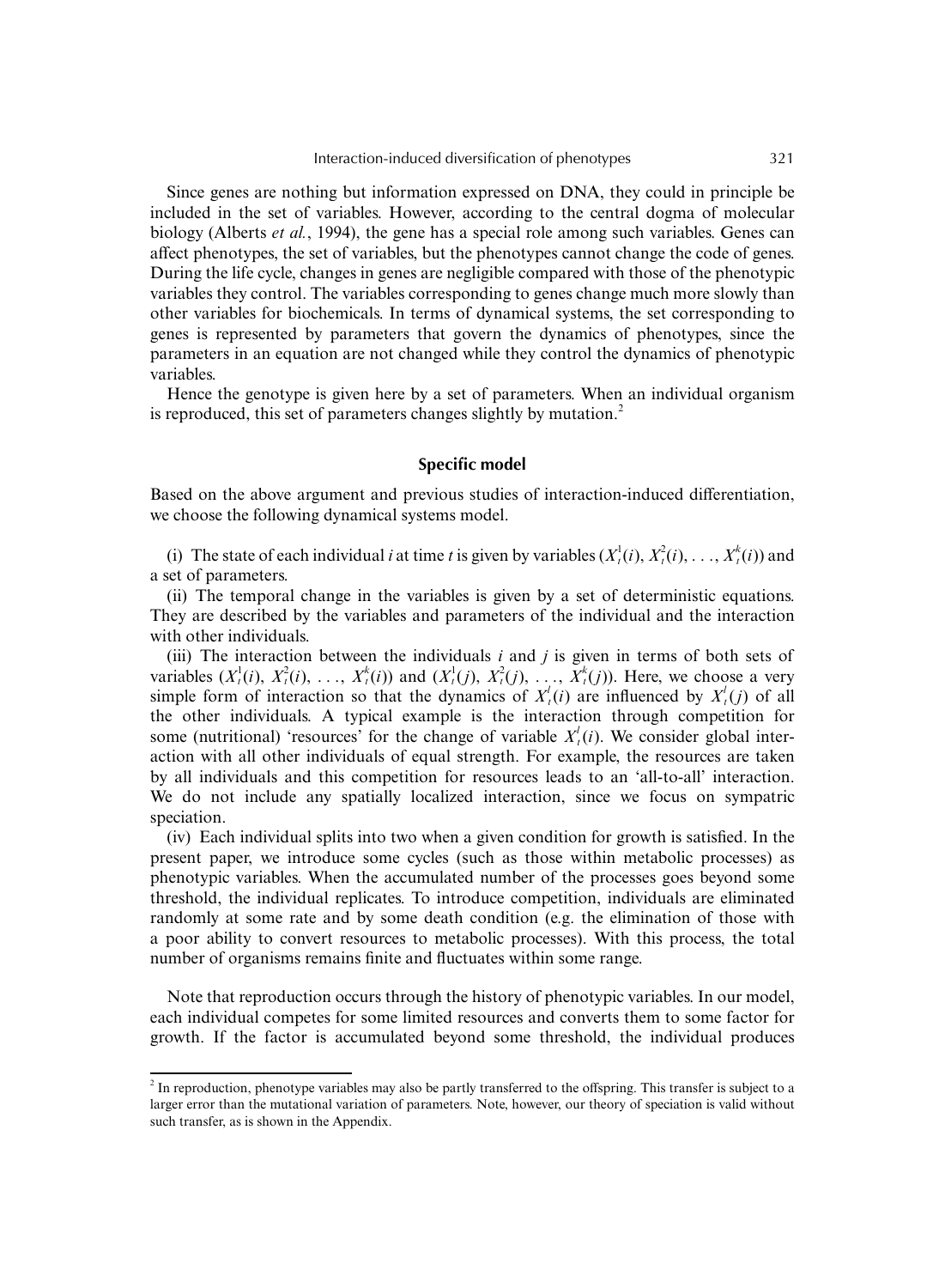Since genes are nothing but information expressed on DNA, they could in principle be included in the set of variables. However, according to the central dogma of molecular biology (Alberts *et al.*, 1994), the gene has a special role among such variables. Genes can affect phenotypes, the set of variables, but the phenotypes cannot change the code of genes. During the life cycle, changes in genes are negligible compared with those of the phenotypic variables they control. The variables corresponding to genes change much more slowly than other variables for biochemicals. In terms of dynamical systems, the set corresponding to genes is represented by parameters that govern the dynamics of phenotypes, since the parameters in an equation are not changed while they control the dynamics of phenotypic variables.

Hence the genotype is given here by a set of parameters. When an individual organism is reproduced, this set of parameters changes slightly by mutation.[2]

## Specific model

Based on the above argument and previous studies of interaction-induced differentiation, we choose the following dynamical systems model.

(i) The state of each individual $i$ at time $t$ is given by variables $(X_t^1(i), X_t^2(i), \ldots, X_t^k(i))$ and a set of parameters.

(ii) The temporal change in the variables is given by a set of deterministic equations. They are described by the variables and parameters of the individual and the interaction with other individuals.

(iii) The interaction between the individuals $i$ and $j$ is given in terms of both sets of variables $(X_t^1(i), X_t^2(i), \ldots, X_t^k(i))$ and $(X_t^1(j), X_t^2(j), \ldots, X_t^k(j))$. Here, we choose a very simple form of interaction so that the dynamics of $X_t^l(i)$ are influenced by $X_t^l(j)$ of all the other individuals. A typical example is the interaction through competition for some (nutritional) 'resources' for the change of variable $X_t^l(i)$. We consider global interaction with all other individuals of equal strength. For example, the resources are taken by all individuals and this competition for resources leads to an 'all-to-all' interaction. We do not include any spatially localized interaction, since we focus on sympatric speciation.

(iv) Each individual splits into two when a given condition for growth is satisfied. In the present paper, we introduce some cycles (such as those within metabolic processes) as phenotypic variables. When the accumulated number of the processes goes beyond some threshold, the individual replicates. To introduce competition, individuals are eliminated randomly at some rate and by some death condition (e.g. the elimination of those with a poor ability to convert resources to metabolic processes). With this process, the total number of organisms remains finite and fluctuates within some range.

Note that reproduction occurs through the history of phenotypic variables. In our model, each individual competes for some limited resources and converts them to some factor for growth. If the factor is accumulated beyond some threshold, the individual produces

[2] In reproduction, phenotype variables may also be partly transferred to the offspring. This transfer is subject to a larger error than the mutational variation of parameters. Note, however, our theory of speciation is valid without such transfer, as is shown in the Appendix.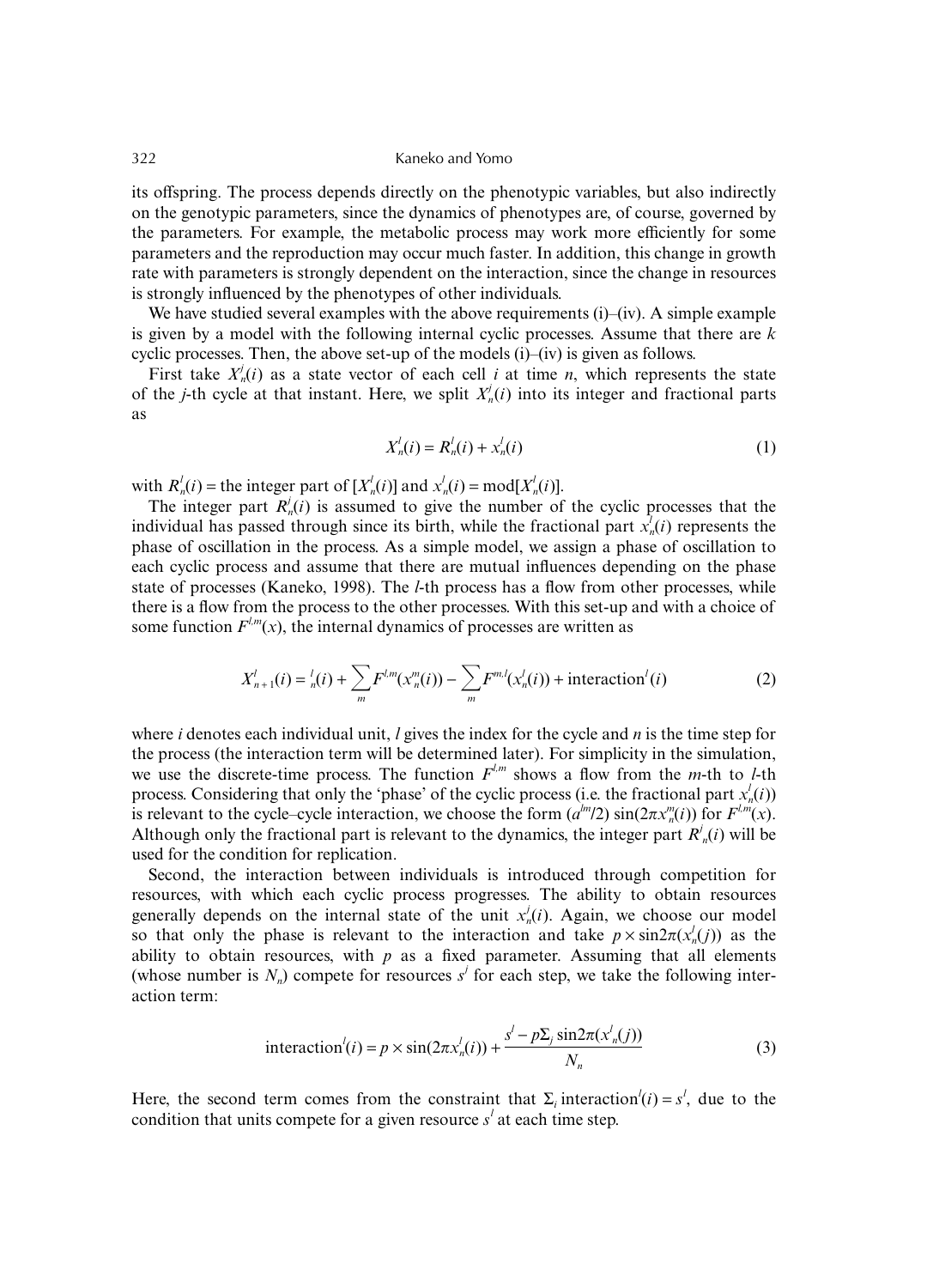its offspring. The process depends directly on the phenotypic variables, but also indirectly on the genotypic parameters, since the dynamics of phenotypes are, of course, governed by the parameters. For example, the metabolic process may work more efficiently for some parameters and the reproduction may occur much faster. In addition, this change in growth rate with parameters is strongly dependent on the interaction, since the change in resources is strongly influenced by the phenotypes of other individuals.

We have studied several examples with the above requirements (i)–(iv). A simple example is given by a model with the following internal cyclic processes. Assume that there are $k$ cyclic processes. Then, the above set-up of the models (i)–(iv) is given as follows.

First take $X^j_n(i)$ as a state vector of each cell $i$ at time $n$, which represents the state of the $j$-th cycle at that instant. Here, we split $X^j_n(i)$ into its integer and fractional parts as

$$X^l_n(i) = R^l_n(i) + x^l_n(i) \tag{1}$$

with $R^l_n(i)$ = the integer part of $[X^l_n(i)]$ and $x^l_n(i) = \mathrm{mod}[X^l_n(i)]$.

The integer part $R^j_n(i)$ is assumed to give the number of the cyclic processes that the individual has passed through since its birth, while the fractional part $x^l_n(i)$ represents the phase of oscillation in the process. As a simple model, we assign a phase of oscillation to each cyclic process and assume that there are mutual influences depending on the phase state of processes (Kaneko, 1998). The $l$-th process has a flow from other processes, while there is a flow from the process to the other processes. With this set-up and with a choice of some function $F^{l,m}(x)$, the internal dynamics of processes are written as

$$X^l_{n+1}(i) = {}^l_n(i) + \sum_m F^{l,m}(x^m_n(i)) - \sum_m F^{m,l}(x^l_n(i)) + \text{interaction}^l(i) \tag{2}$$

where $i$ denotes each individual unit, $l$ gives the index for the cycle and $n$ is the time step for the process (the interaction term will be determined later). For simplicity in the simulation, we use the discrete-time process. The function $F^{l,m}$ shows a flow from the $m$-th to $l$-th process. Considering that only the 'phase' of the cyclic process (i.e. the fractional part $x^l_n(i)$) is relevant to the cycle–cycle interaction, we choose the form $(a^{lm}/2)\sin(2\pi x^m_n(i))$ for $F^{l,m}(x)$. Although only the fractional part is relevant to the dynamics, the integer part $R^j_n(i)$ will be used for the condition for replication.

Second, the interaction between individuals is introduced through competition for resources, with which each cyclic process progresses. The ability to obtain resources generally depends on the internal state of the unit $x^l_n(i)$. Again, we choose our model so that only the phase is relevant to the interaction and take $p \times \sin 2\pi(x^l_n(j))$ as the ability to obtain resources, with $p$ as a fixed parameter. Assuming that all elements (whose number is $N_n$) compete for resources $s^l$ for each step, we take the following interaction term:

$$\text{interaction}^l(i) = p \times \sin(2\pi x^l_n(i)) + \frac{s^l - p\Sigma_j \sin 2\pi(x^l_n(j))}{N_n} \tag{3}$$

Here, the second term comes from the constraint that $\Sigma_i\, \text{interaction}^l(i) = s^l$, due to the condition that units compete for a given resource $s^l$ at each time step.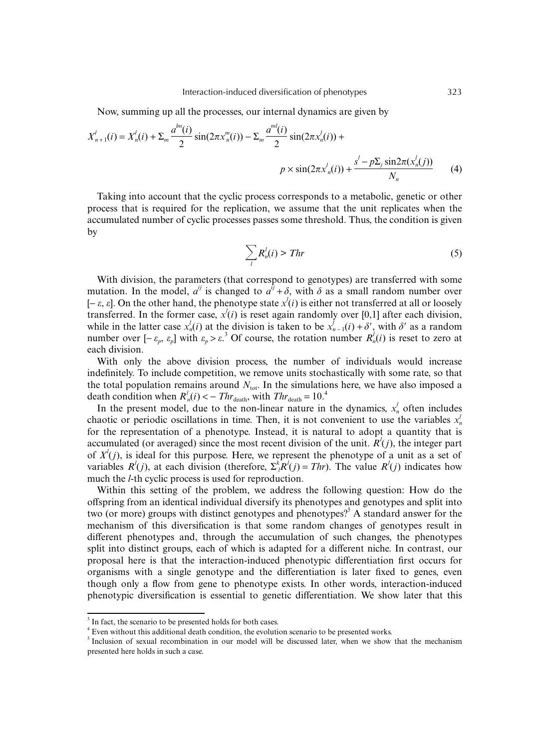Now, summing up all the processes, our internal dynamics are given by

$$X^l_{n+1}(i) = X^l_n(i) + \Sigma_m \frac{a^{lm}(i)}{2}\sin(2\pi x^m_n(i)) - \Sigma_m \frac{a^{ml}(i)}{2}\sin(2\pi x^l_n(i)) + p \times \sin(2\pi x^l_n(i)) + \frac{s^l - p\Sigma_j \sin 2\pi(x^l_n(j))}{N_n} \quad (4)$$

Taking into account that the cyclic process corresponds to a metabolic, genetic or other process that is required for the replication, we assume that the unit replicates when the accumulated number of cyclic processes passes some threshold. Thus, the condition is given by

$$\sum_l R^l_n(i) > Thr \quad (5)$$

With division, the parameters (that correspond to genotypes) are transferred with some mutation. In the model, $a^{ij}$ is changed to $a^{ij} + \delta$, with $\delta$ as a small random number over $[-\varepsilon, \varepsilon]$. On the other hand, the phenotype state $x^l(i)$ is either not transferred at all or loosely transferred. In the former case, $x^l(i)$ is reset again randomly over [0,1] after each division, while in the latter case $x^l_n(i)$ at the division is taken to be $x^l_{n-1}(i) + \delta'$, with $\delta'$ as a random number over $[-\varepsilon_p, \varepsilon_p]$ with $\varepsilon_p > \varepsilon$.[3] Of course, the rotation number $R^l_n(i)$ is reset to zero at each division.

With only the above division process, the number of individuals would increase indefinitely. To include competition, we remove units stochastically with some rate, so that the total population remains around $N_{\text{tot}}$. In the simulations here, we have also imposed a death condition when $R^l_n(i) < -Thr_{\text{death}}$, with $Thr_{\text{death}} = 10$.[4]

In the present model, due to the non-linear nature in the dynamics, $x^l_n$ often includes chaotic or periodic oscillations in time. Then, it is not convenient to use the variables $x^l_n$ for the representation of a phenotype. Instead, it is natural to adopt a quantity that is accumulated (or averaged) since the most recent division of the unit. $R^l(j)$, the integer part of $X^l(j)$, is ideal for this purpose. Here, we represent the phenotype of a unit as a set of variables $R^l(j)$, at each division (therefore, $\Sigma^k_l R^l(j) = Thr$). The value $R^l(j)$ indicates how much the $l$-th cyclic process is used for reproduction.

Within this setting of the problem, we address the following question: How do the offspring from an identical individual diversify its phenotypes and genotypes and split into two (or more) groups with distinct genotypes and phenotypes?[5] A standard answer for the mechanism of this diversification is that some random changes of genotypes result in different phenotypes and, through the accumulation of such changes, the phenotypes split into distinct groups, each of which is adapted for a different niche. In contrast, our proposal here is that the interaction-induced phenotypic differentiation first occurs for organisms with a single genotype and the differentiation is later fixed to genes, even though only a flow from gene to phenotype exists. In other words, interaction-induced phenotypic diversification is essential to genetic differentiation. We show later that this

---

[3] In fact, the scenario to be presented holds for both cases.

[4] Even without this additional death condition, the evolution scenario to be presented works.

[5] Inclusion of sexual recombination in our model will be discussed later, when we show that the mechanism presented here holds in such a case.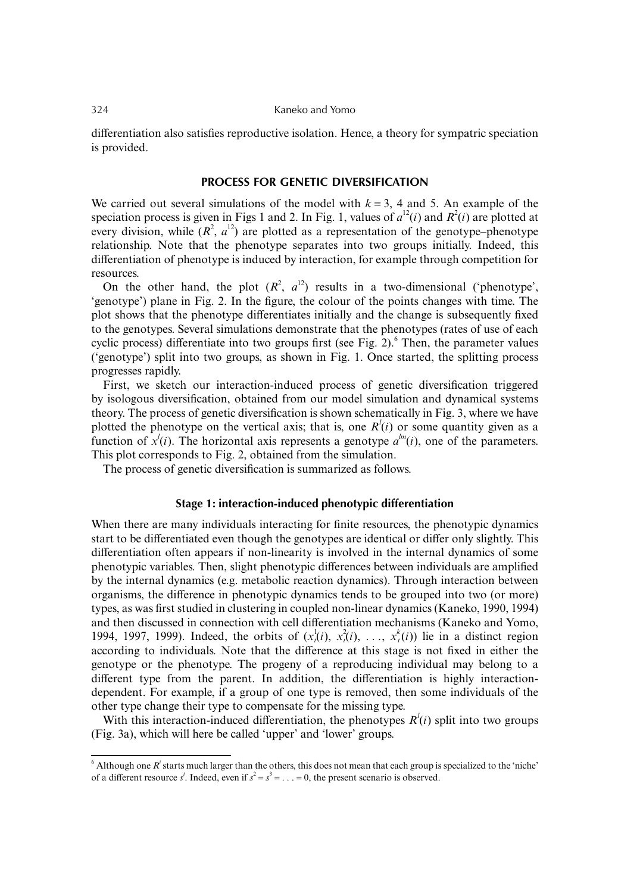differentiation also satisfies reproductive isolation. Hence, a theory for sympatric speciation is provided.

## PROCESS FOR GENETIC DIVERSIFICATION

We carried out several simulations of the model with $k = 3$, 4 and 5. An example of the speciation process is given in Figs 1 and 2. In Fig. 1, values of $a^{12}(i)$ and $R^2(i)$ are plotted at every division, while $(R^2, a^{12})$ are plotted as a representation of the genotype–phenotype relationship. Note that the phenotype separates into two groups initially. Indeed, this differentiation of phenotype is induced by interaction, for example through competition for resources.

On the other hand, the plot $(R^2, a^{12})$ results in a two-dimensional ('phenotype', 'genotype') plane in Fig. 2. In the figure, the colour of the points changes with time. The plot shows that the phenotype differentiates initially and the change is subsequently fixed to the genotypes. Several simulations demonstrate that the phenotypes (rates of use of each cyclic process) differentiate into two groups first (see Fig. 2).[6] Then, the parameter values ('genotype') split into two groups, as shown in Fig. 1. Once started, the splitting process progresses rapidly.

First, we sketch our interaction-induced process of genetic diversification triggered by isologous diversification, obtained from our model simulation and dynamical systems theory. The process of genetic diversification is shown schematically in Fig. 3, where we have plotted the phenotype on the vertical axis; that is, one $R^l(i)$ or some quantity given as a function of $x^j(i)$. The horizontal axis represents a genotype $a^{lm}(i)$, one of the parameters. This plot corresponds to Fig. 2, obtained from the simulation.

The process of genetic diversification is summarized as follows.

### Stage 1: interaction-induced phenotypic differentiation

When there are many individuals interacting for finite resources, the phenotypic dynamics start to be differentiated even though the genotypes are identical or differ only slightly. This differentiation often appears if non-linearity is involved in the internal dynamics of some phenotypic variables. Then, slight phenotypic differences between individuals are amplified by the internal dynamics (e.g. metabolic reaction dynamics). Through interaction between organisms, the difference in phenotypic dynamics tends to be grouped into two (or more) types, as was first studied in clustering in coupled non-linear dynamics (Kaneko, 1990, 1994) and then discussed in connection with cell differentiation mechanisms (Kaneko and Yomo, 1994, 1997, 1999). Indeed, the orbits of $(x_t^1(i), x_t^2(i), \ldots, x_t^k(i))$ lie in a distinct region according to individuals. Note that the difference at this stage is not fixed in either the genotype or the phenotype. The progeny of a reproducing individual may belong to a different type from the parent. In addition, the differentiation is highly interaction-dependent. For example, if a group of one type is removed, then some individuals of the other type change their type to compensate for the missing type.

With this interaction-induced differentiation, the phenotypes $R^l(i)$ split into two groups (Fig. 3a), which will here be called 'upper' and 'lower' groups.

---

[6] Although one $R^i$ starts much larger than the others, this does not mean that each group is specialized to the 'niche' of a different resource $s^i$. Indeed, even if $s^2 = s^3 = \ldots = 0$, the present scenario is observed.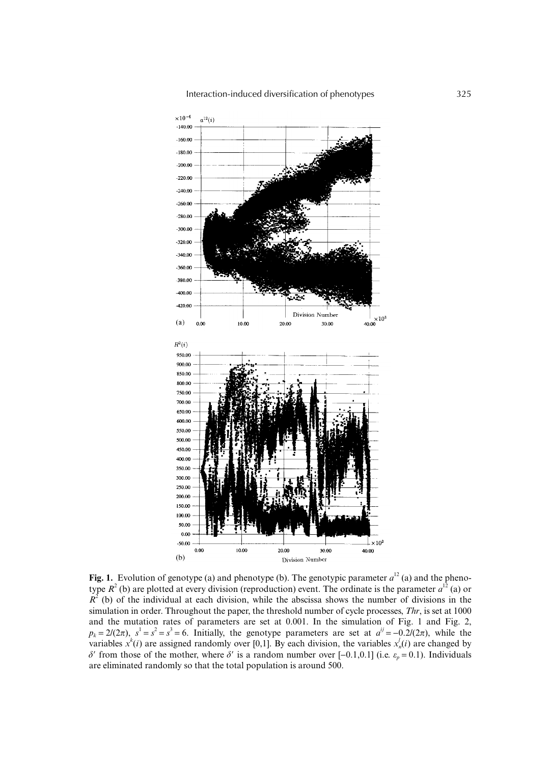**Fig. 1.** Evolution of genotype (a) and phenotype (b). The genotypic parameter $a^{12}$ (a) and the phenotype $R^2$ (b) are plotted at every division (reproduction) event. The ordinate is the parameter $a^{12}$ (a) or $R^2$ (b) of the individual at each division, while the abscissa shows the number of divisions in the simulation in order. Throughout the paper, the threshold number of cycle processes, *Thr*, is set at 1000 and the mutation rates of parameters are set at 0.001. In the simulation of Fig. 1 and Fig. 2, $p_k = 2/(2\pi)$, $s^1 = s^2 = s^3 = 6$. Initially, the genotype parameters are set at $a^{ij} = -0.2/(2\pi)$, while the variables $x^k(i)$ are assigned randomly over [0,1]. By each division, the variables $x_n^j(i)$ are changed by $\delta'$ from those of the mother, where $\delta'$ is a random number over [−0.1,0.1] (i.e. $\varepsilon_p = 0.1$). Individuals are eliminated randomly so that the total population is around 500.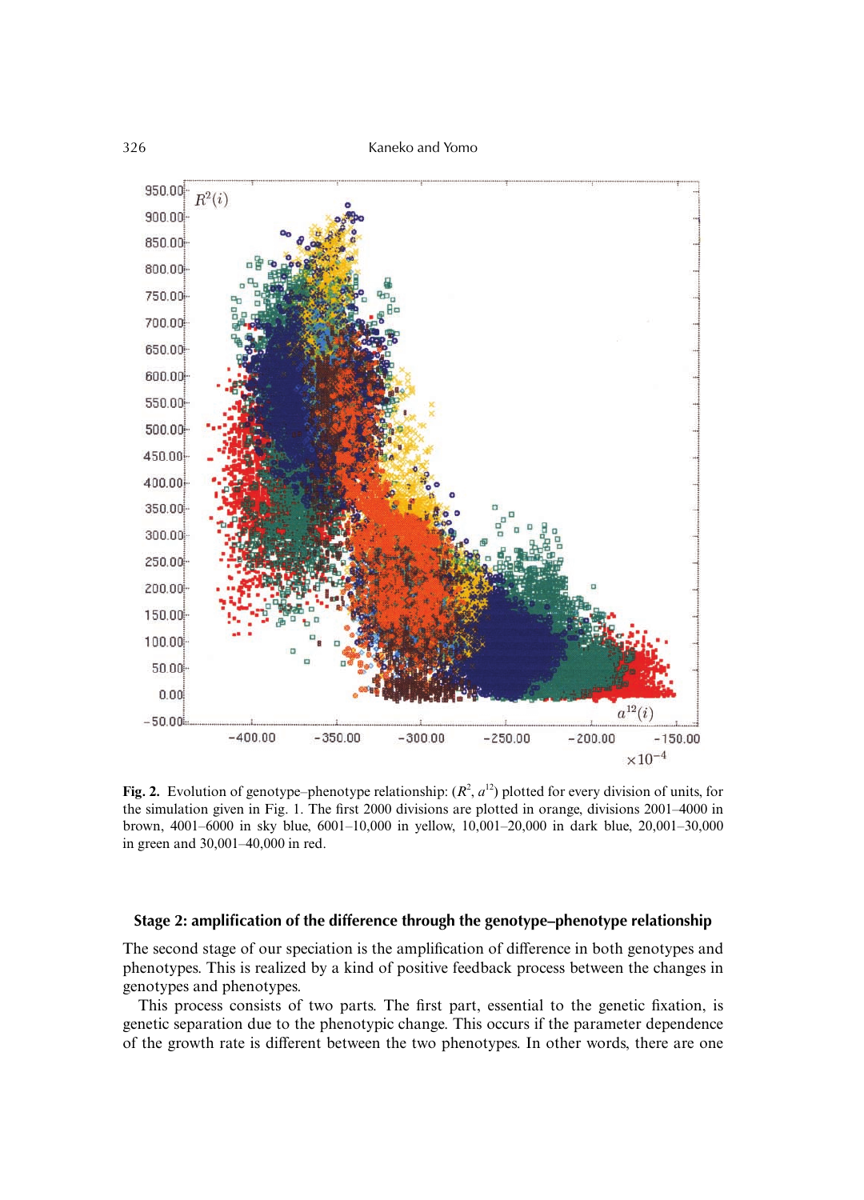**Fig. 2.** Evolution of genotype–phenotype relationship: ($R^2$, $a^{12}$) plotted for every division of units, for the simulation given in Fig. 1. The first 2000 divisions are plotted in orange, divisions 2001–4000 in brown, 4001–6000 in sky blue, 6001–10,000 in yellow, 10,001–20,000 in dark blue, 20,001–30,000 in green and 30,001–40,000 in red.

### Stage 2: amplification of the difference through the genotype–phenotype relationship

The second stage of our speciation is the amplification of difference in both genotypes and phenotypes. This is realized by a kind of positive feedback process between the changes in genotypes and phenotypes.

This process consists of two parts. The first part, essential to the genetic fixation, is genetic separation due to the phenotypic change. This occurs if the parameter dependence of the growth rate is different between the two phenotypes. In other words, there are one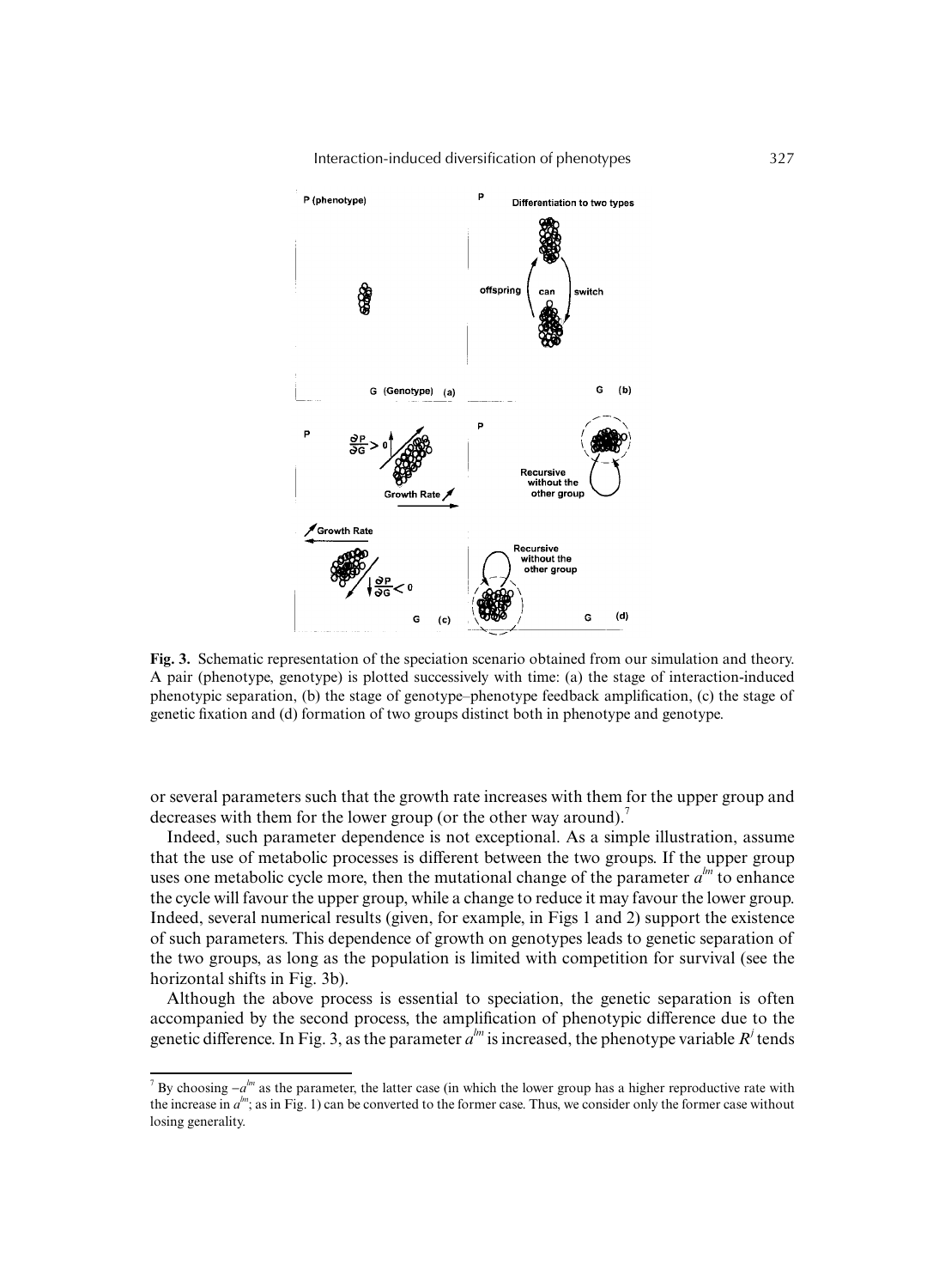**Fig. 3.** Schematic representation of the speciation scenario obtained from our simulation and theory. A pair (phenotype, genotype) is plotted successively with time: (a) the stage of interaction-induced phenotypic separation, (b) the stage of genotype–phenotype feedback amplification, (c) the stage of genetic fixation and (d) formation of two groups distinct both in phenotype and genotype.

or several parameters such that the growth rate increases with them for the upper group and decreases with them for the lower group (or the other way around).[7]

Indeed, such parameter dependence is not exceptional. As a simple illustration, assume that the use of metabolic processes is different between the two groups. If the upper group uses one metabolic cycle more, then the mutational change of the parameter $a^{lm}$ to enhance the cycle will favour the upper group, while a change to reduce it may favour the lower group. Indeed, several numerical results (given, for example, in Figs 1 and 2) support the existence of such parameters. This dependence of growth on genotypes leads to genetic separation of the two groups, as long as the population is limited with competition for survival (see the horizontal shifts in Fig. 3b).

Although the above process is essential to speciation, the genetic separation is often accompanied by the second process, the amplification of phenotypic difference due to the genetic difference. In Fig. 3, as the parameter $a^{lm}$ is increased, the phenotype variable $R^j$ tends

[7] By choosing $-a^{lm}$ as the parameter, the latter case (in which the lower group has a higher reproductive rate with the increase in $a^{lm}$; as in Fig. 1) can be converted to the former case. Thus, we consider only the former case without losing generality.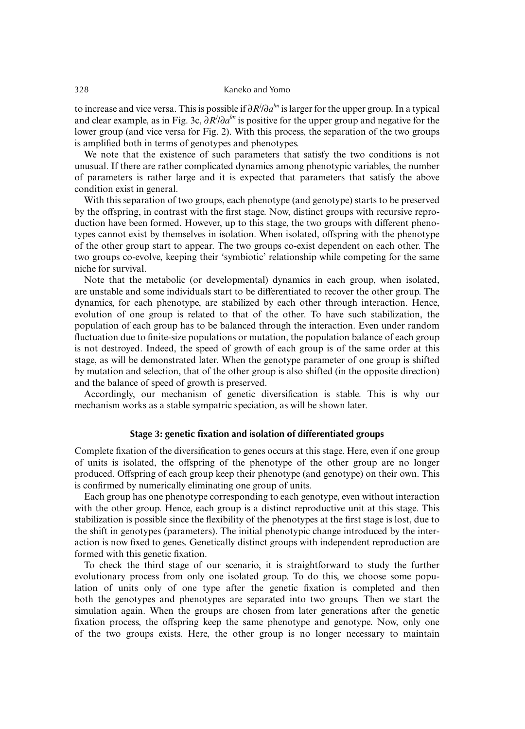to increase and vice versa. This is possible if $\partial R^j/\partial a^{lm}$ is larger for the upper group. In a typical and clear example, as in Fig. 3c, $\partial R^j/\partial a^{lm}$ is positive for the upper group and negative for the lower group (and vice versa for Fig. 2). With this process, the separation of the two groups is amplified both in terms of genotypes and phenotypes.

We note that the existence of such parameters that satisfy the two conditions is not unusual. If there are rather complicated dynamics among phenotypic variables, the number of parameters is rather large and it is expected that parameters that satisfy the above condition exist in general.

With this separation of two groups, each phenotype (and genotype) starts to be preserved by the offspring, in contrast with the first stage. Now, distinct groups with recursive reproduction have been formed. However, up to this stage, the two groups with different phenotypes cannot exist by themselves in isolation. When isolated, offspring with the phenotype of the other group start to appear. The two groups co-exist dependent on each other. The two groups co-evolve, keeping their 'symbiotic' relationship while competing for the same niche for survival.

Note that the metabolic (or developmental) dynamics in each group, when isolated, are unstable and some individuals start to be differentiated to recover the other group. The dynamics, for each phenotype, are stabilized by each other through interaction. Hence, evolution of one group is related to that of the other. To have such stabilization, the population of each group has to be balanced through the interaction. Even under random fluctuation due to finite-size populations or mutation, the population balance of each group is not destroyed. Indeed, the speed of growth of each group is of the same order at this stage, as will be demonstrated later. When the genotype parameter of one group is shifted by mutation and selection, that of the other group is also shifted (in the opposite direction) and the balance of speed of growth is preserved.

Accordingly, our mechanism of genetic diversification is stable. This is why our mechanism works as a stable sympatric speciation, as will be shown later.

### Stage 3: genetic fixation and isolation of differentiated groups

Complete fixation of the diversification to genes occurs at this stage. Here, even if one group of units is isolated, the offspring of the phenotype of the other group are no longer produced. Offspring of each group keep their phenotype (and genotype) on their own. This is confirmed by numerically eliminating one group of units.

Each group has one phenotype corresponding to each genotype, even without interaction with the other group. Hence, each group is a distinct reproductive unit at this stage. This stabilization is possible since the flexibility of the phenotypes at the first stage is lost, due to the shift in genotypes (parameters). The initial phenotypic change introduced by the interaction is now fixed to genes. Genetically distinct groups with independent reproduction are formed with this genetic fixation.

To check the third stage of our scenario, it is straightforward to study the further evolutionary process from only one isolated group. To do this, we choose some population of units only of one type after the genetic fixation is completed and then both the genotypes and phenotypes are separated into two groups. Then we start the simulation again. When the groups are chosen from later generations after the genetic fixation process, the offspring keep the same phenotype and genotype. Now, only one of the two groups exists. Here, the other group is no longer necessary to maintain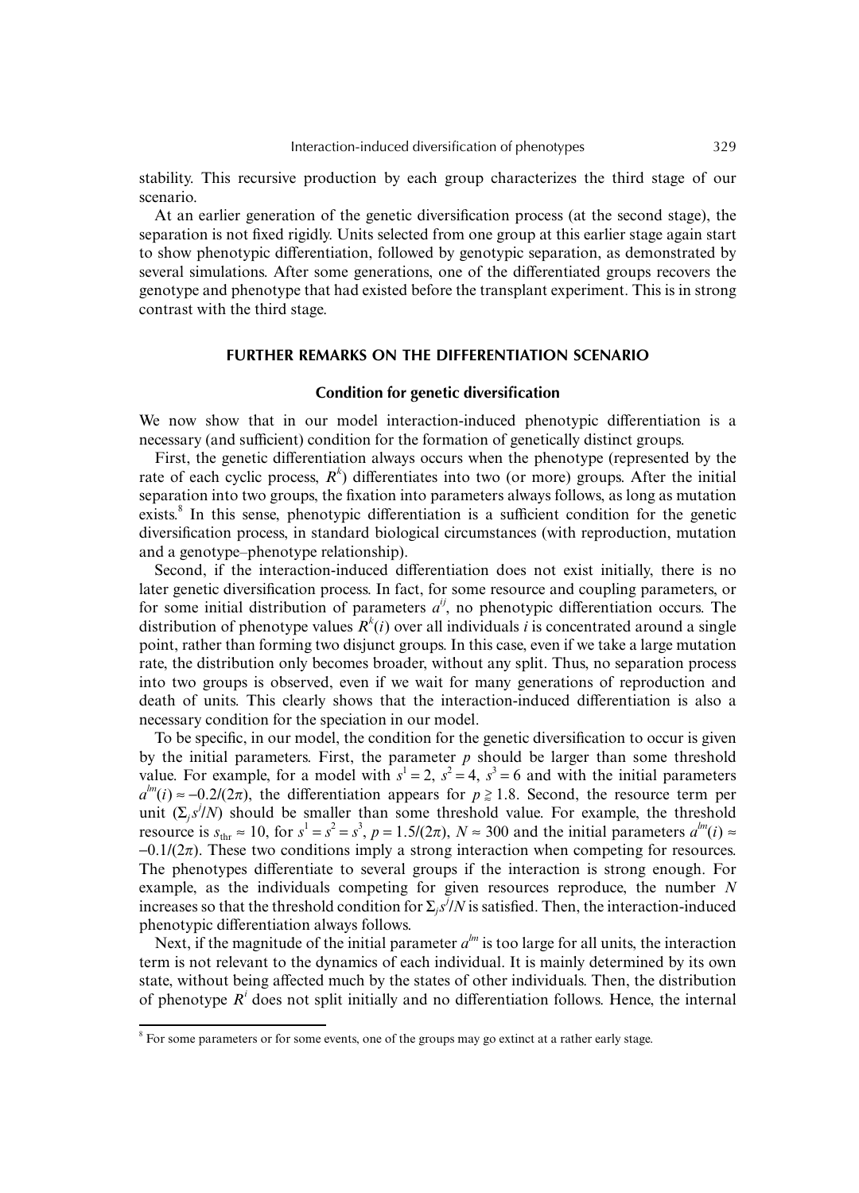stability. This recursive production by each group characterizes the third stage of our scenario.

At an earlier generation of the genetic diversification process (at the second stage), the separation is not fixed rigidly. Units selected from one group at this earlier stage again start to show phenotypic differentiation, followed by genotypic separation, as demonstrated by several simulations. After some generations, one of the differentiated groups recovers the genotype and phenotype that had existed before the transplant experiment. This is in strong contrast with the third stage.

## FURTHER REMARKS ON THE DIFFERENTIATION SCENARIO

### Condition for genetic diversification

We now show that in our model interaction-induced phenotypic differentiation is a necessary (and sufficient) condition for the formation of genetically distinct groups.

First, the genetic differentiation always occurs when the phenotype (represented by the rate of each cyclic process, $R^k$) differentiates into two (or more) groups. After the initial separation into two groups, the fixation into parameters always follows, as long as mutation exists.[8] In this sense, phenotypic differentiation is a sufficient condition for the genetic diversification process, in standard biological circumstances (with reproduction, mutation and a genotype–phenotype relationship).

Second, if the interaction-induced differentiation does not exist initially, there is no later genetic diversification process. In fact, for some resource and coupling parameters, or for some initial distribution of parameters $a^{ij}$, no phenotypic differentiation occurs. The distribution of phenotype values $R^k(i)$ over all individuals $i$ is concentrated around a single point, rather than forming two disjunct groups. In this case, even if we take a large mutation rate, the distribution only becomes broader, without any split. Thus, no separation process into two groups is observed, even if we wait for many generations of reproduction and death of units. This clearly shows that the interaction-induced differentiation is also a necessary condition for the speciation in our model.

To be specific, in our model, the condition for the genetic diversification to occur is given by the initial parameters. First, the parameter $p$ should be larger than some threshold value. For example, for a model with $s^1 = 2$, $s^2 = 4$, $s^3 = 6$ and with the initial parameters $a^{lm}(i) \approx -0.2/(2\pi)$, the differentiation appears for $p \gtrsim 1.8$. Second, the resource term per unit ($\Sigma_j s^j/N$) should be smaller than some threshold value. For example, the threshold resource is $s_{\text{thr}} \approx 10$, for $s^1 = s^2 = s^3$, $p = 1.5/(2\pi)$, $N \approx 300$ and the initial parameters $a^{lm}(i) \approx -0.1/(2\pi)$. These two conditions imply a strong interaction when competing for resources. The phenotypes differentiate to several groups if the interaction is strong enough. For example, as the individuals competing for given resources reproduce, the number $N$ increases so that the threshold condition for $\Sigma_j s^j/N$ is satisfied. Then, the interaction-induced phenotypic differentiation always follows.

Next, if the magnitude of the initial parameter $a^{lm}$ is too large for all units, the interaction term is not relevant to the dynamics of each individual. It is mainly determined by its own state, without being affected much by the states of other individuals. Then, the distribution of phenotype $R^i$ does not split initially and no differentiation follows. Hence, the internal

[8] For some parameters or for some events, one of the groups may go extinct at a rather early stage.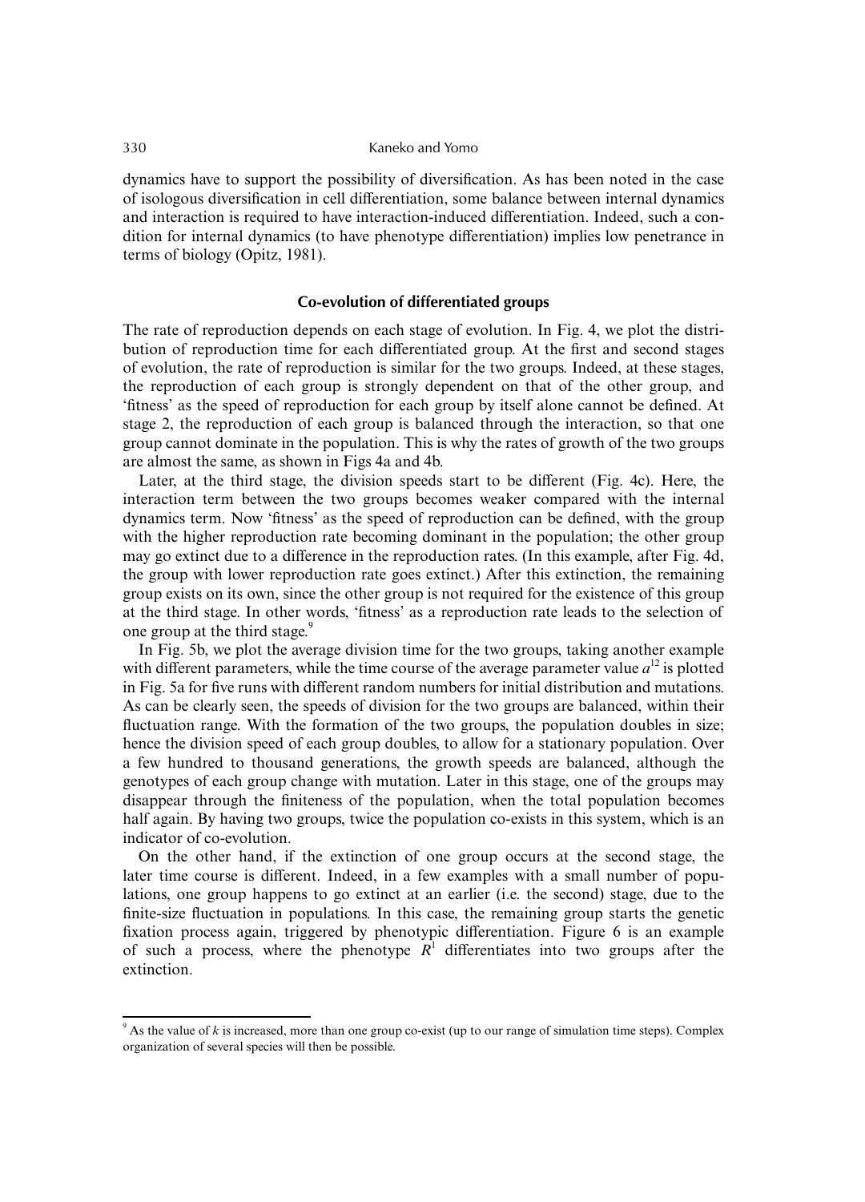dynamics have to support the possibility of diversification. As has been noted in the case of isologous diversification in cell differentiation, some balance between internal dynamics and interaction is required to have interaction-induced differentiation. Indeed, such a condition for internal dynamics (to have phenotype differentiation) implies low penetrance in terms of biology (Opitz, 1981).

### Co-evolution of differentiated groups

The rate of reproduction depends on each stage of evolution. In Fig. 4, we plot the distribution of reproduction time for each differentiated group. At the first and second stages of evolution, the rate of reproduction is similar for the two groups. Indeed, at these stages, the reproduction of each group is strongly dependent on that of the other group, and 'fitness' as the speed of reproduction for each group by itself alone cannot be defined. At stage 2, the reproduction of each group is balanced through the interaction, so that one group cannot dominate in the population. This is why the rates of growth of the two groups are almost the same, as shown in Figs 4a and 4b.

Later, at the third stage, the division speeds start to be different (Fig. 4c). Here, the interaction term between the two groups becomes weaker compared with the internal dynamics term. Now 'fitness' as the speed of reproduction can be defined, with the group with the higher reproduction rate becoming dominant in the population; the other group may go extinct due to a difference in the reproduction rates. (In this example, after Fig. 4d, the group with lower reproduction rate goes extinct.) After this extinction, the remaining group exists on its own, since the other group is not required for the existence of this group at the third stage. In other words, 'fitness' as a reproduction rate leads to the selection of one group at the third stage.[9]

In Fig. 5b, we plot the average division time for the two groups, taking another example with different parameters, while the time course of the average parameter value $a^{12}$ is plotted in Fig. 5a for five runs with different random numbers for initial distribution and mutations. As can be clearly seen, the speeds of division for the two groups are balanced, within their fluctuation range. With the formation of the two groups, the population doubles in size; hence the division speed of each group doubles, to allow for a stationary population. Over a few hundred to thousand generations, the growth speeds are balanced, although the genotypes of each group change with mutation. Later in this stage, one of the groups may disappear through the finiteness of the population, when the total population becomes half again. By having two groups, twice the population co-exists in this system, which is an indicator of co-evolution.

On the other hand, if the extinction of one group occurs at the second stage, the later time course is different. Indeed, in a few examples with a small number of populations, one group happens to go extinct at an earlier (i.e. the second) stage, due to the finite-size fluctuation in populations. In this case, the remaining group starts the genetic fixation process again, triggered by phenotypic differentiation. Figure 6 is an example of such a process, where the phenotype $R^1$ differentiates into two groups after the extinction.

---

[9] As the value of $k$ is increased, more than one group co-exist (up to our range of simulation time steps). Complex organization of several species will then be possible.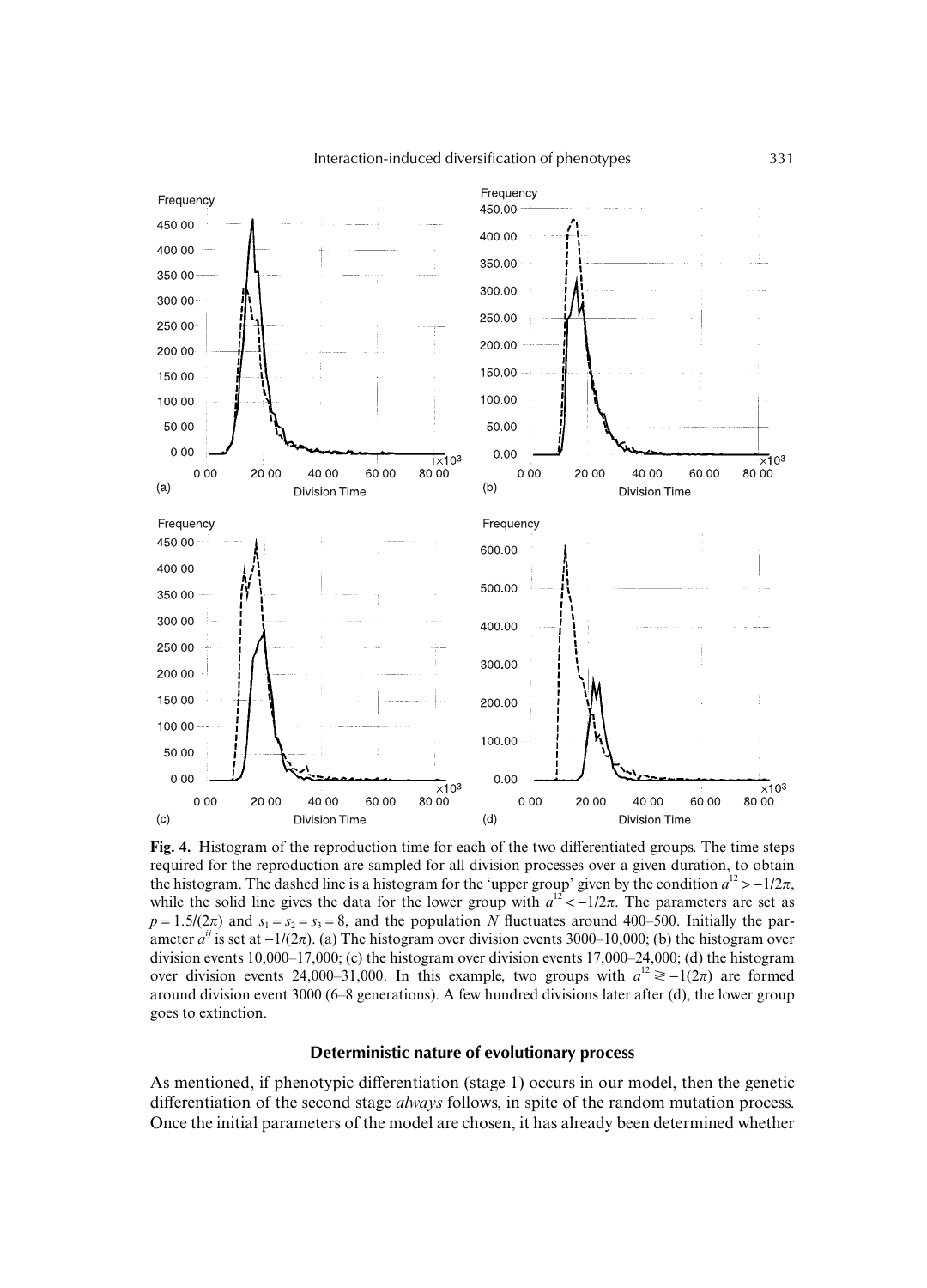**Fig. 4.** Histogram of the reproduction time for each of the two differentiated groups. The time steps required for the reproduction are sampled for all division processes over a given duration, to obtain the histogram. The dashed line is a histogram for the 'upper group' given by the condition $a^{12} > -1/2\pi$, while the solid line gives the data for the lower group with $a^{12} < -1/2\pi$. The parameters are set as $p = 1.5/(2\pi)$ and $s_1 = s_2 = s_3 = 8$, and the population $N$ fluctuates around 400–500. Initially the parameter $a^{ij}$ is set at $-1/(2\pi)$. (a) The histogram over division events 3000–10,000; (b) the histogram over division events 10,000–17,000; (c) the histogram over division events 17,000–24,000; (d) the histogram over division events 24,000–31,000. In this example, two groups with $a^{12} \gtrless -1(2\pi)$ are formed around division event 3000 (6–8 generations). A few hundred divisions later after (d), the lower group goes to extinction.

### Deterministic nature of evolutionary process

As mentioned, if phenotypic differentiation (stage 1) occurs in our model, then the genetic differentiation of the second stage *always* follows, in spite of the random mutation process. Once the initial parameters of the model are chosen, it has already been determined whether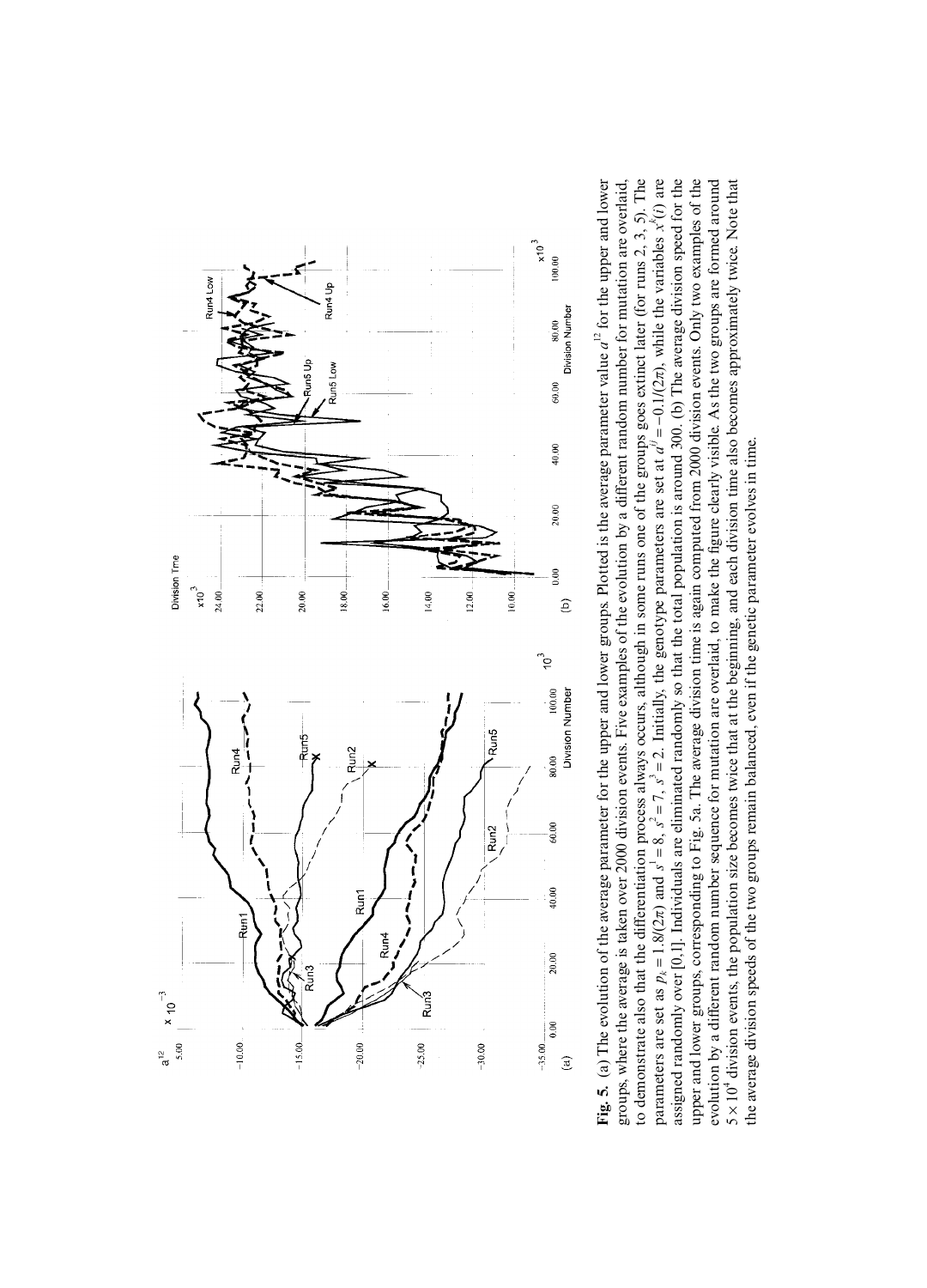**Fig. 5.** (a) The evolution of the average parameter for the upper and lower groups. Plotted is the average parameter value $a^{12}$ for the upper and lower groups, where the average is taken over 2000 division events. Five examples of the evolution by a different random number for mutation are overlaid, to demonstrate also that the differentiation process always occurs, although in some runs one of the groups goes extinct later (for runs 2, 3, 5). The parameters are set as $p_k = 1.8/(2\pi)$ and $s^1 = 8$, $s^2 = 7$, $s^3 = 2$. Initially, the genotype parameters are set at $a^{ij} = -0.1/(2\pi)$, while the variables $x^k(i)$ are assigned randomly over [0,1]. Individuals are eliminated randomly so that the total population is around 300. (b) The average division speed for the upper and lower groups, corresponding to Fig. 5a. The average division time is again computed from 2000 division events. Only two examples of the evolution by a different random number sequence for mutation are overlaid, to make the figure clearly visible. As the two groups are formed around $5 \times 10^4$ division events, the population size becomes twice that at the beginning, and each division time also becomes approximately twice. Note that the average division speeds of the two groups remain balanced, even if the genetic parameter evolves in time.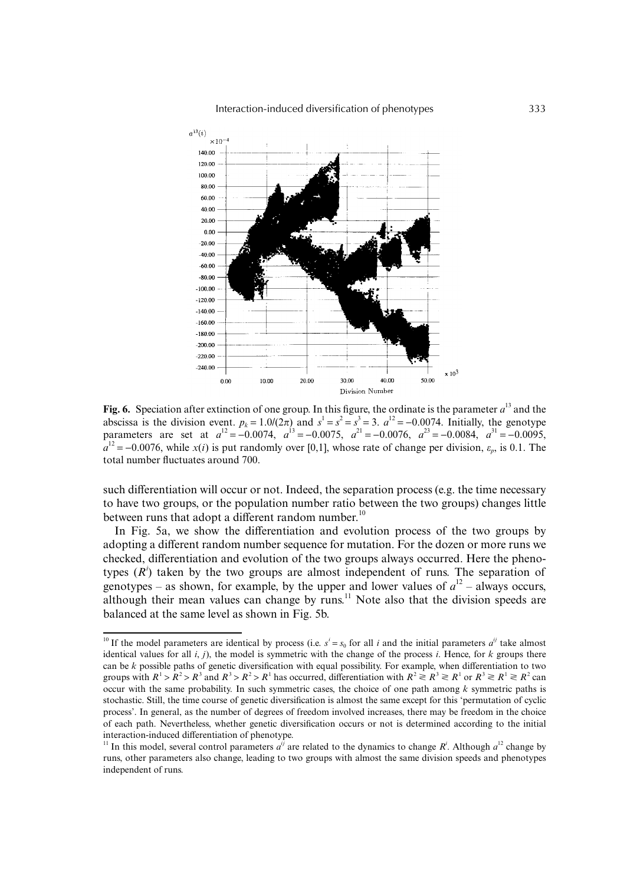**Fig. 6.** Speciation after extinction of one group. In this figure, the ordinate is the parameter $a^{13}$ and the abscissa is the division event. $p_k = 1.0/(2\pi)$ and $s^1 = s^2 = s^3 = 3$. $a^{12} = -0.0074$. Initially, the genotype parameters are set at $a^{12} = -0.0074$, $a^{13} = -0.0075$, $a^{21} = -0.0076$, $a^{23} = -0.0084$, $a^{31} = -0.0095$, $a^{12} = -0.0076$, while $x(i)$ is put randomly over [0,1], whose rate of change per division, $\varepsilon_p$, is 0.1. The total number fluctuates around 700.

such differentiation will occur or not. Indeed, the separation process (e.g. the time necessary to have two groups, or the population number ratio between the two groups) changes little between runs that adopt a different random number.[10]

In Fig. 5a, we show the differentiation and evolution process of the two groups by adopting a different random number sequence for mutation. For the dozen or more runs we checked, differentiation and evolution of the two groups always occurred. Here the phenotypes ($R^i$) taken by the two groups are almost independent of runs. The separation of genotypes – as shown, for example, by the upper and lower values of $a^{12}$ – always occurs, although their mean values can change by runs.[11] Note also that the division speeds are balanced at the same level as shown in Fig. 5b.

---

[10] If the model parameters are identical by process (i.e. $s^i = s_0$ for all $i$ and the initial parameters $a^{ij}$ take almost identical values for all $i$, $j$), the model is symmetric with the change of the process $i$. Hence, for $k$ groups there can be $k$ possible paths of genetic diversification with equal possibility. For example, when differentiation to two groups with $R^1 > R^2 > R^3$ and $R^3 > R^2 > R^1$ has occurred, differentiation with $R^2 \gtrless R^3 \gtrless R^1$ or $R^3 \gtrless R^1 \gtrless R^2$ can occur with the same probability. In such symmetric cases, the choice of one path among $k$ symmetric paths is stochastic. Still, the time course of genetic diversification is almost the same except for this 'permutation of cyclic process'. In general, as the number of degrees of freedom involved increases, there may be freedom in the choice of each path. Nevertheless, whether genetic diversification occurs or not is determined according to the initial interaction-induced differentiation of phenotype.

[11] In this model, several control parameters $a^{ij}$ are related to the dynamics to change $R^i$. Although $a^{12}$ change by runs, other parameters also change, leading to two groups with almost the same division speeds and phenotypes independent of runs.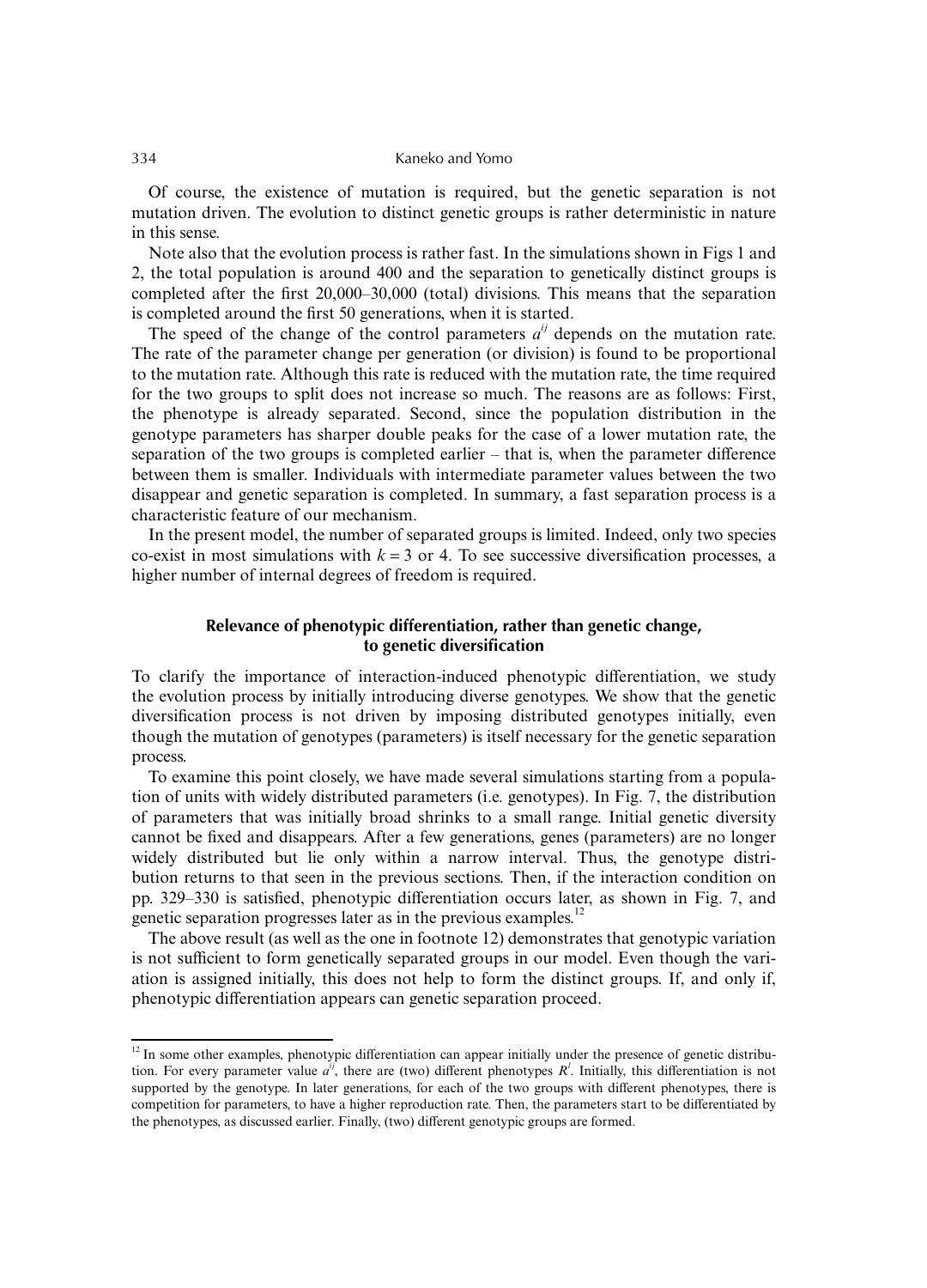Of course, the existence of mutation is required, but the genetic separation is not mutation driven. The evolution to distinct genetic groups is rather deterministic in nature in this sense.

Note also that the evolution process is rather fast. In the simulations shown in Figs 1 and 2, the total population is around 400 and the separation to genetically distinct groups is completed after the first 20,000–30,000 (total) divisions. This means that the separation is completed around the first 50 generations, when it is started.

The speed of the change of the control parameters $a^{ij}$ depends on the mutation rate. The rate of the parameter change per generation (or division) is found to be proportional to the mutation rate. Although this rate is reduced with the mutation rate, the time required for the two groups to split does not increase so much. The reasons are as follows: First, the phenotype is already separated. Second, since the population distribution in the genotype parameters has sharper double peaks for the case of a lower mutation rate, the separation of the two groups is completed earlier – that is, when the parameter difference between them is smaller. Individuals with intermediate parameter values between the two disappear and genetic separation is completed. In summary, a fast separation process is a characteristic feature of our mechanism.

In the present model, the number of separated groups is limited. Indeed, only two species co-exist in most simulations with $k = 3$ or 4. To see successive diversification processes, a higher number of internal degrees of freedom is required.

## Relevance of phenotypic differentiation, rather than genetic change, to genetic diversification

To clarify the importance of interaction-induced phenotypic differentiation, we study the evolution process by initially introducing diverse genotypes. We show that the genetic diversification process is not driven by imposing distributed genotypes initially, even though the mutation of genotypes (parameters) is itself necessary for the genetic separation process.

To examine this point closely, we have made several simulations starting from a population of units with widely distributed parameters (i.e. genotypes). In Fig. 7, the distribution of parameters that was initially broad shrinks to a small range. Initial genetic diversity cannot be fixed and disappears. After a few generations, genes (parameters) are no longer widely distributed but lie only within a narrow interval. Thus, the genotype distribution returns to that seen in the previous sections. Then, if the interaction condition on pp. 329–330 is satisfied, phenotypic differentiation occurs later, as shown in Fig. 7, and genetic separation progresses later as in the previous examples.[12]

The above result (as well as the one in footnote 12) demonstrates that genotypic variation is not sufficient to form genetically separated groups in our model. Even though the variation is assigned initially, this does not help to form the distinct groups. If, and only if, phenotypic differentiation appears can genetic separation proceed.

---

[12] In some other examples, phenotypic differentiation can appear initially under the presence of genetic distribution. For every parameter value $a^{ij}$, there are (two) different phenotypes $R^l$. Initially, this differentiation is not supported by the genotype. In later generations, for each of the two groups with different phenotypes, there is competition for parameters, to have a higher reproduction rate. Then, the parameters start to be differentiated by the phenotypes, as discussed earlier. Finally, (two) different genotypic groups are formed.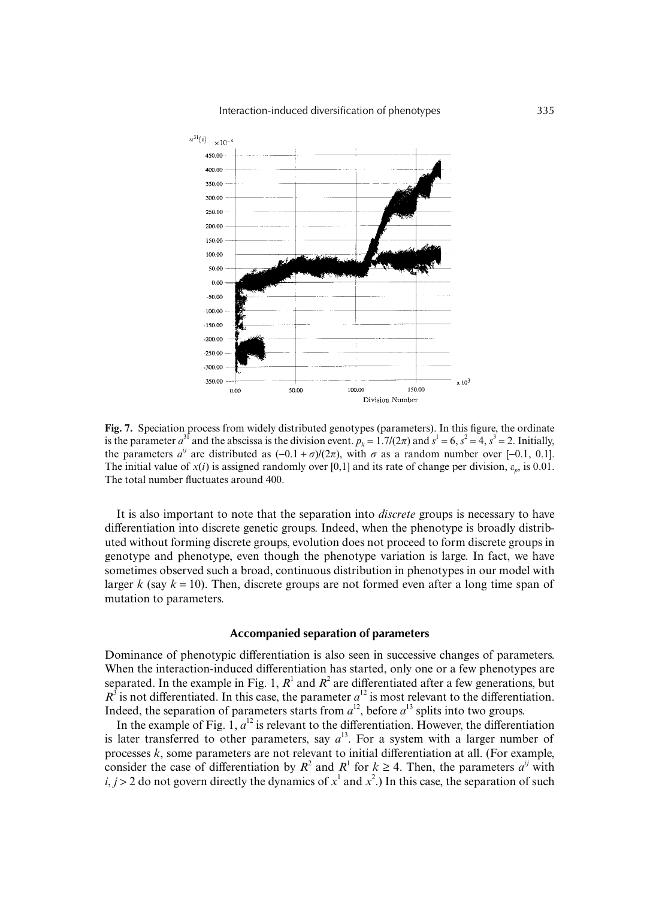**Fig. 7.** Speciation process from widely distributed genotypes (parameters). In this figure, the ordinate is the parameter $a^{31}$ and the abscissa is the division event. $p_k = 1.7/(2\pi)$ and $s^1 = 6$, $s^2 = 4$, $s^3 = 2$. Initially, the parameters $a^{ij}$ are distributed as $(-0.1 + \sigma)/(2\pi)$, with $\sigma$ as a random number over [–0.1, 0.1]. The initial value of $x(i)$ is assigned randomly over [0,1] and its rate of change per division, $\varepsilon_p$, is 0.01. The total number fluctuates around 400.

It is also important to note that the separation into *discrete* groups is necessary to have differentiation into discrete genetic groups. Indeed, when the phenotype is broadly distributed without forming discrete groups, evolution does not proceed to form discrete groups in genotype and phenotype, even though the phenotype variation is large. In fact, we have sometimes observed such a broad, continuous distribution in phenotypes in our model with larger $k$ (say $k = 10$). Then, discrete groups are not formed even after a long time span of mutation to parameters.

### Accompanied separation of parameters

Dominance of phenotypic differentiation is also seen in successive changes of parameters. When the interaction-induced differentiation has started, only one or a few phenotypes are separated. In the example in Fig. 1, $R^1$ and $R^2$ are differentiated after a few generations, but $R^3$ is not differentiated. In this case, the parameter $a^{12}$ is most relevant to the differentiation. Indeed, the separation of parameters starts from $a^{12}$, before $a^{13}$ splits into two groups.

In the example of Fig. 1, $a^{12}$ is relevant to the differentiation. However, the differentiation is later transferred to other parameters, say $a^{13}$. For a system with a larger number of processes $k$, some parameters are not relevant to initial differentiation at all. (For example, consider the case of differentiation by $R^2$ and $R^1$ for $k \geq 4$. Then, the parameters $a^{ij}$ with $i, j > 2$ do not govern directly the dynamics of $x^1$ and $x^2$.) In this case, the separation of such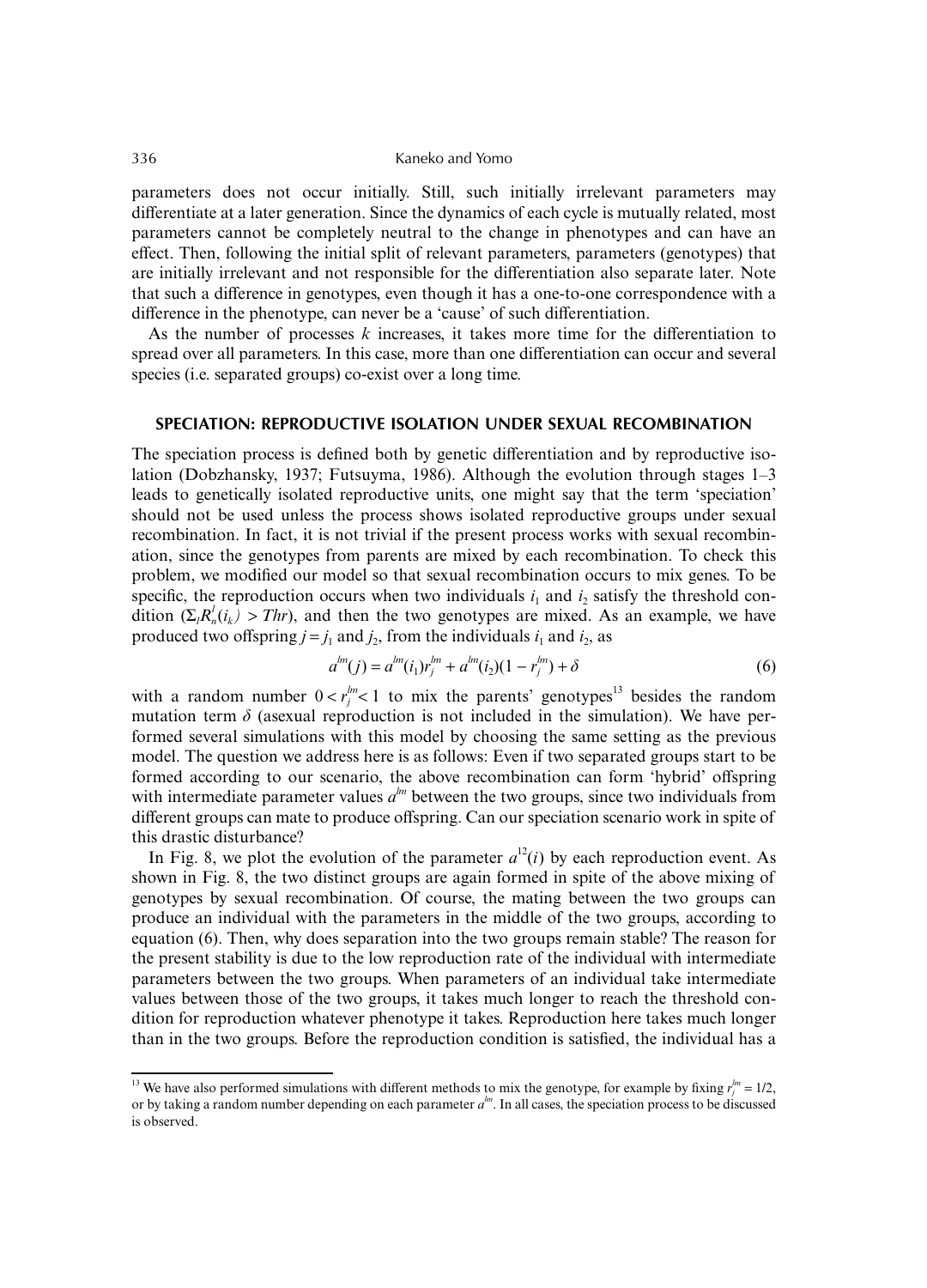parameters does not occur initially. Still, such initially irrelevant parameters may differentiate at a later generation. Since the dynamics of each cycle is mutually related, most parameters cannot be completely neutral to the change in phenotypes and can have an effect. Then, following the initial split of relevant parameters, parameters (genotypes) that are initially irrelevant and not responsible for the differentiation also separate later. Note that such a difference in genotypes, even though it has a one-to-one correspondence with a difference in the phenotype, can never be a 'cause' of such differentiation.

As the number of processes $k$ increases, it takes more time for the differentiation to spread over all parameters. In this case, more than one differentiation can occur and several species (i.e. separated groups) co-exist over a long time.

## SPECIATION: REPRODUCTIVE ISOLATION UNDER SEXUAL RECOMBINATION

The speciation process is defined both by genetic differentiation and by reproductive isolation (Dobzhansky, 1937; Futsuyma, 1986). Although the evolution through stages 1–3 leads to genetically isolated reproductive units, one might say that the term 'speciation' should not be used unless the process shows isolated reproductive groups under sexual recombination. In fact, it is not trivial if the present process works with sexual recombination, since the genotypes from parents are mixed by each recombination. To check this problem, we modified our model so that sexual recombination occurs to mix genes. To be specific, the reproduction occurs when two individuals $i_1$ and $i_2$ satisfy the threshold condition ($\Sigma_l R_n^l(i_k) > Thr$), and then the two genotypes are mixed. As an example, we have produced two offspring $j = j_1$ and $j_2$, from the individuals $i_1$ and $i_2$, as

$$a^{lm}(j) = a^{lm}(i_1)r_j^{lm} + a^{lm}(i_2)(1 - r_j^{lm}) + \delta \tag{6}$$

with a random number $0 < r_j^{lm} < 1$ to mix the parents' genotypes[13] besides the random mutation term $\delta$ (asexual reproduction is not included in the simulation). We have performed several simulations with this model by choosing the same setting as the previous model. The question we address here is as follows: Even if two separated groups start to be formed according to our scenario, the above recombination can form 'hybrid' offspring with intermediate parameter values $a^{lm}$ between the two groups, since two individuals from different groups can mate to produce offspring. Can our speciation scenario work in spite of this drastic disturbance?

In Fig. 8, we plot the evolution of the parameter $a^{12}(i)$ by each reproduction event. As shown in Fig. 8, the two distinct groups are again formed in spite of the above mixing of genotypes by sexual recombination. Of course, the mating between the two groups can produce an individual with the parameters in the middle of the two groups, according to equation (6). Then, why does separation into the two groups remain stable? The reason for the present stability is due to the low reproduction rate of the individual with intermediate parameters between the two groups. When parameters of an individual take intermediate values between those of the two groups, it takes much longer to reach the threshold condition for reproduction whatever phenotype it takes. Reproduction here takes much longer than in the two groups. Before the reproduction condition is satisfied, the individual has a

[13] We have also performed simulations with different methods to mix the genotype, for example by fixing $r_j^{lm} = 1/2$, or by taking a random number depending on each parameter $a^{lm}$. In all cases, the speciation process to be discussed is observed.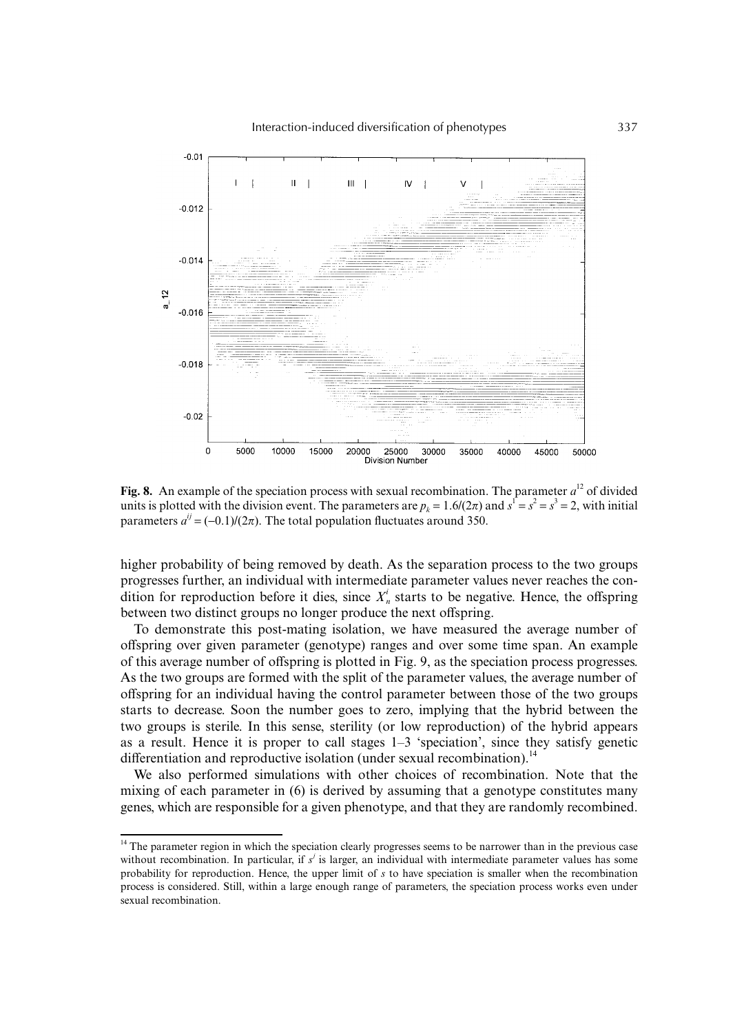**Fig. 8.** An example of the speciation process with sexual recombination. The parameter $a^{12}$ of divided units is plotted with the division event. The parameters are $p_k = 1.6/(2\pi)$ and $s^1 = s^2 = s^3 = 2$, with initial parameters $a^{ij} = (-0.1)/(2\pi)$. The total population fluctuates around 350.

higher probability of being removed by death. As the separation process to the two groups progresses further, an individual with intermediate parameter values never reaches the condition for reproduction before it dies, since $X_n^i$ starts to be negative. Hence, the offspring between two distinct groups no longer produce the next offspring.

To demonstrate this post-mating isolation, we have measured the average number of offspring over given parameter (genotype) ranges and over some time span. An example of this average number of offspring is plotted in Fig. 9, as the speciation process progresses. As the two groups are formed with the split of the parameter values, the average number of offspring for an individual having the control parameter between those of the two groups starts to decrease. Soon the number goes to zero, implying that the hybrid between the two groups is sterile. In this sense, sterility (or low reproduction) of the hybrid appears as a result. Hence it is proper to call stages 1–3 'speciation', since they satisfy genetic differentiation and reproductive isolation (under sexual recombination).[14]

We also performed simulations with other choices of recombination. Note that the mixing of each parameter in (6) is derived by assuming that a genotype constitutes many genes, which are responsible for a given phenotype, and that they are randomly recombined.

[14] The parameter region in which the speciation clearly progresses seems to be narrower than in the previous case without recombination. In particular, if $s^j$ is larger, an individual with intermediate parameter values has some probability for reproduction. Hence, the upper limit of $s$ to have speciation is smaller when the recombination process is considered. Still, within a large enough range of parameters, the speciation process works even under sexual recombination.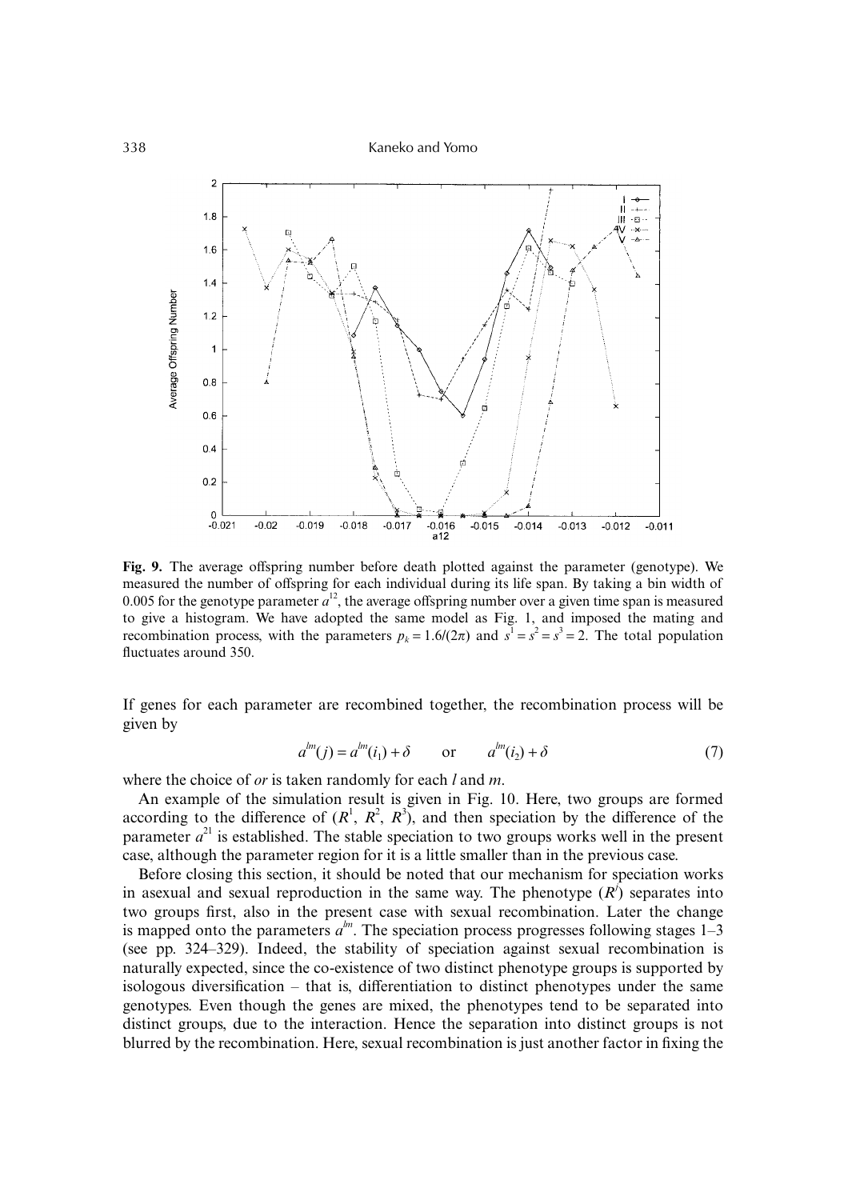**Fig. 9.** The average offspring number before death plotted against the parameter (genotype). We measured the number of offspring for each individual during its life span. By taking a bin width of 0.005 for the genotype parameter $a^{12}$, the average offspring number over a given time span is measured to give a histogram. We have adopted the same model as Fig. 1, and imposed the mating and recombination process, with the parameters $p_k = 1.6/(2\pi)$ and $s^1 = s^2 = s^3 = 2$. The total population fluctuates around 350.

If genes for each parameter are recombined together, the recombination process will be given by

$$a^{lm}(j) = a^{lm}(i_1) + \delta \qquad \text{or} \qquad a^{lm}(i_2) + \delta \tag{7}$$

where the choice of *or* is taken randomly for each $l$ and $m$.

An example of the simulation result is given in Fig. 10. Here, two groups are formed according to the difference of $(R^1, R^2, R^3)$, and then speciation by the difference of the parameter $a^{21}$ is established. The stable speciation to two groups works well in the present case, although the parameter region for it is a little smaller than in the previous case.

Before closing this section, it should be noted that our mechanism for speciation works in asexual and sexual reproduction in the same way. The phenotype $(R^j)$ separates into two groups first, also in the present case with sexual recombination. Later the change is mapped onto the parameters $a^{lm}$. The speciation process progresses following stages 1–3 (see pp. 324–329). Indeed, the stability of speciation against sexual recombination is naturally expected, since the co-existence of two distinct phenotype groups is supported by isologous diversification – that is, differentiation to distinct phenotypes under the same genotypes. Even though the genes are mixed, the phenotypes tend to be separated into distinct groups, due to the interaction. Hence the separation into distinct groups is not blurred by the recombination. Here, sexual recombination is just another factor in fixing the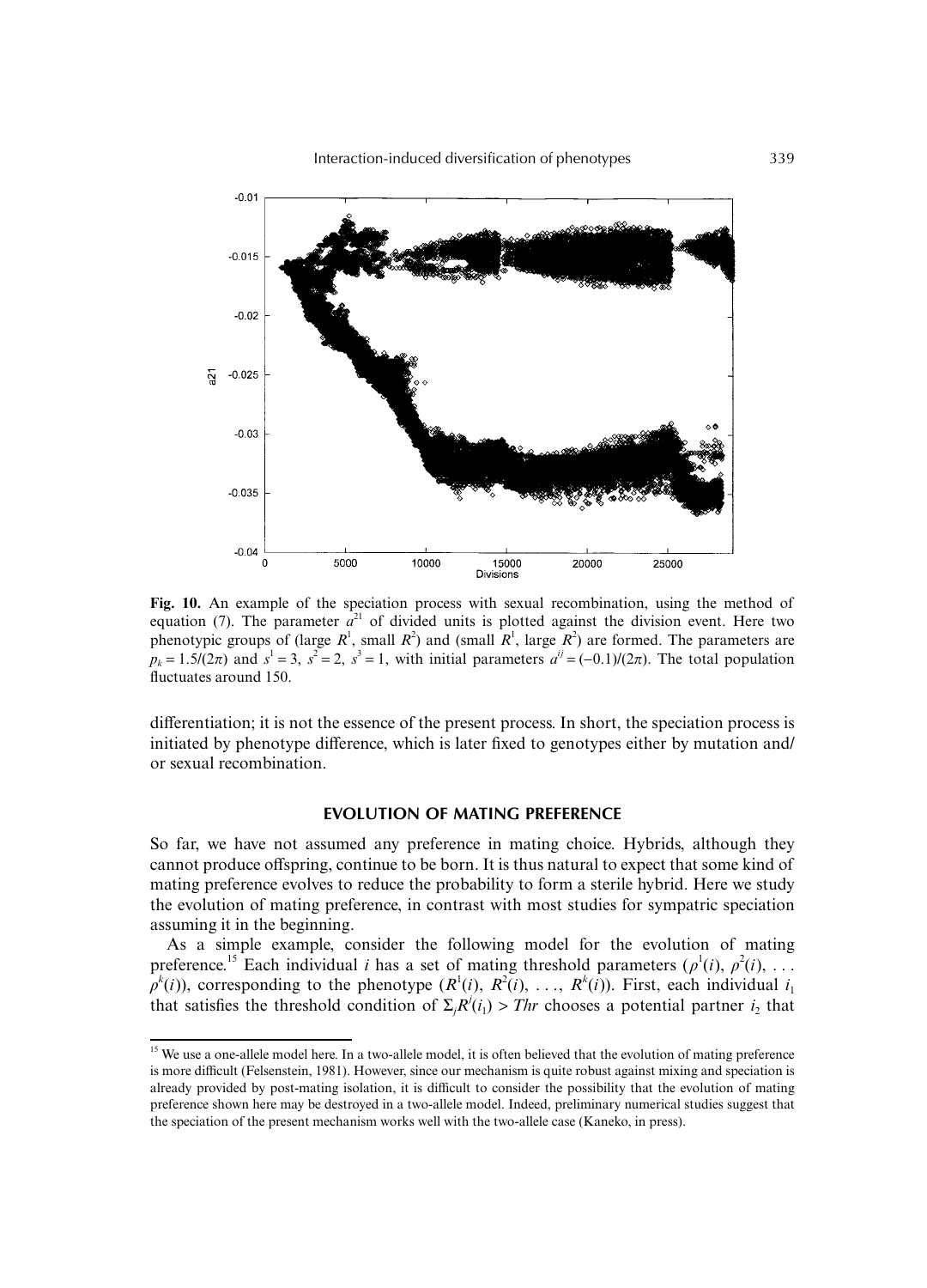**Fig. 10.** An example of the speciation process with sexual recombination, using the method of equation (7). The parameter $a^{21}$ of divided units is plotted against the division event. Here two phenotypic groups of (large $R^1$, small $R^2$) and (small $R^1$, large $R^2$) are formed. The parameters are $p_k = 1.5/(2\pi)$ and $s^1 = 3$, $s^2 = 2$, $s^3 = 1$, with initial parameters $a^{ij} = (-0.1)/(2\pi)$. The total population fluctuates around 150.

differentiation; it is not the essence of the present process. In short, the speciation process is initiated by phenotype difference, which is later fixed to genotypes either by mutation and/or sexual recombination.

## EVOLUTION OF MATING PREFERENCE

So far, we have not assumed any preference in mating choice. Hybrids, although they cannot produce offspring, continue to be born. It is thus natural to expect that some kind of mating preference evolves to reduce the probability to form a sterile hybrid. Here we study the evolution of mating preference, in contrast with most studies for sympatric speciation assuming it in the beginning.

As a simple example, consider the following model for the evolution of mating preference.[15] Each individual $i$ has a set of mating threshold parameters $(\rho^1(i), \rho^2(i), \ldots \rho^k(i))$, corresponding to the phenotype $(R^1(i), R^2(i), \ldots, R^k(i))$. First, each individual $i_1$ that satisfies the threshold condition of $\Sigma_j R^j(i_1) > Thr$ chooses a potential partner $i_2$ that

[15] We use a one-allele model here. In a two-allele model, it is often believed that the evolution of mating preference is more difficult (Felsenstein, 1981). However, since our mechanism is quite robust against mixing and speciation is already provided by post-mating isolation, it is difficult to consider the possibility that the evolution of mating preference shown here may be destroyed in a two-allele model. Indeed, preliminary numerical studies suggest that the speciation of the present mechanism works well with the two-allele case (Kaneko, in press).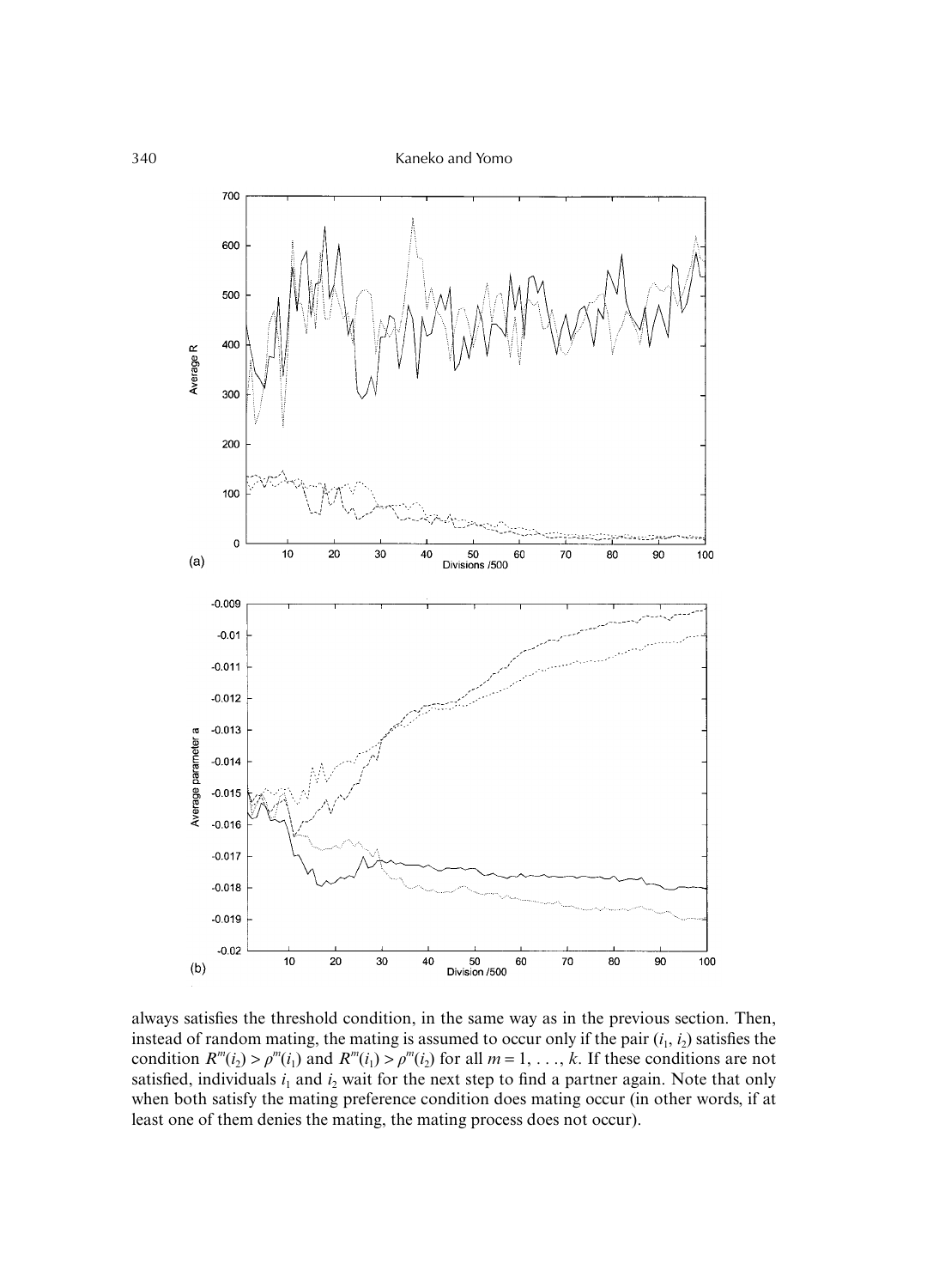always satisfies the threshold condition, in the same way as in the previous section. Then, instead of random mating, the mating is assumed to occur only if the pair $(i_1, i_2)$ satisfies the condition $R^m(i_2) > \rho^m(i_1)$ and $R^m(i_1) > \rho^m(i_2)$ for all $m = 1, \ldots, k$. If these conditions are not satisfied, individuals $i_1$ and $i_2$ wait for the next step to find a partner again. Note that only when both satisfy the mating preference condition does mating occur (in other words, if at least one of them denies the mating, the mating process does not occur).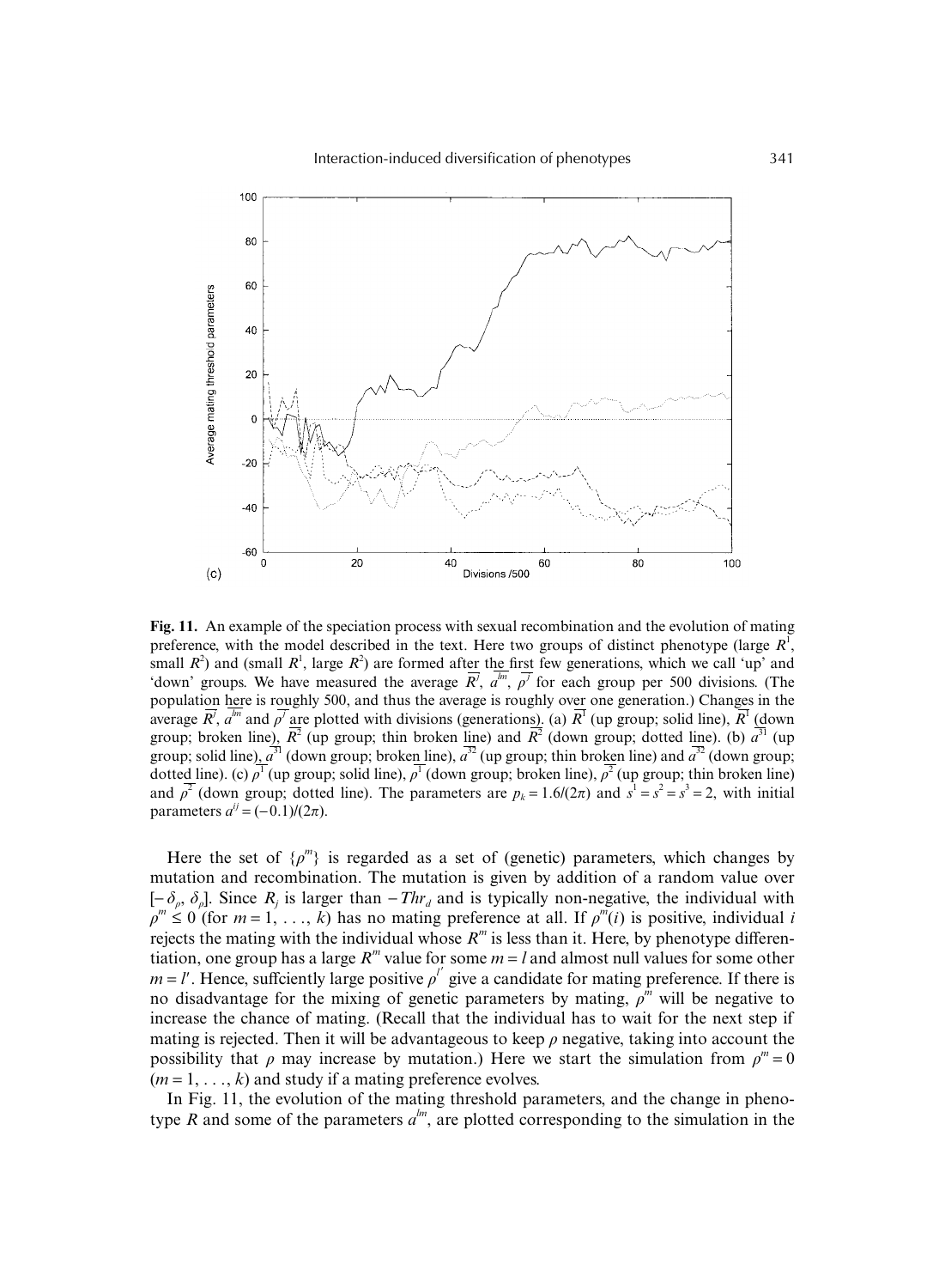(c)

**Fig. 11.** An example of the speciation process with sexual recombination and the evolution of mating preference, with the model described in the text. Here two groups of distinct phenotype (large $R^1$, small $R^2$) and (small $R^1$, large $R^2$) are formed after the first few generations, which we call 'up' and 'down' groups. We have measured the average $\overline{R^j}$, $\overline{a^{lm}}$, $\overline{\rho^j}$ for each group per 500 divisions. (The population here is roughly 500, and thus the average is roughly over one generation.) Changes in the average $\overline{R^j}$, $\overline{a^{lm}}$ and $\overline{\rho^j}$ are plotted with divisions (generations). (a) $\overline{R^1}$ (up group; solid line), $\overline{R^1}$ (down group; broken line), $\overline{R^2}$ (up group; thin broken line) and $\overline{R^2}$ (down group; dotted line). (b) $\overline{a^{31}}$ (up group; solid line), $\overline{a^{31}}$ (down group; broken line), $\overline{a^{32}}$ (up group; thin broken line) and $\overline{a^{32}}$ (down group; dotted line). (c) $\overline{\rho^1}$ (up group; solid line), $\overline{\rho^1}$ (down group; broken line), $\overline{\rho^2}$ (up group; thin broken line) and $\overline{\rho^2}$ (down group; dotted line). The parameters are $p_k = 1.6/(2\pi)$ and $s^1 = s^2 = s^3 = 2$, with initial parameters $a^{ij} = (-0.1)/(2\pi)$.

Here the set of $\{\rho^m\}$ is regarded as a set of (genetic) parameters, which changes by mutation and recombination. The mutation is given by addition of a random value over $[-\delta_\rho, \delta_\rho]$. Since $R_j$ is larger than $-Thr_d$ and is typically non-negative, the individual with $\rho^m \leq 0$ (for $m = 1, \ldots, k$) has no mating preference at all. If $\rho^m(i)$ is positive, individual $i$ rejects the mating with the individual whose $R^m$ is less than it. Here, by phenotype differentiation, one group has a large $R^m$ value for some $m = l$ and almost null values for some other $m = l'$. Hence, suffciently large positive $\rho^{l'}$ give a candidate for mating preference. If there is no disadvantage for the mixing of genetic parameters by mating, $\rho^m$ will be negative to increase the chance of mating. (Recall that the individual has to wait for the next step if mating is rejected. Then it will be advantageous to keep $\rho$ negative, taking into account the possibility that $\rho$ may increase by mutation.) Here we start the simulation from $\rho^m = 0$ $(m = 1, \ldots, k)$ and study if a mating preference evolves.

In Fig. 11, the evolution of the mating threshold parameters, and the change in phenotype $R$ and some of the parameters $a^{lm}$, are plotted corresponding to the simulation in the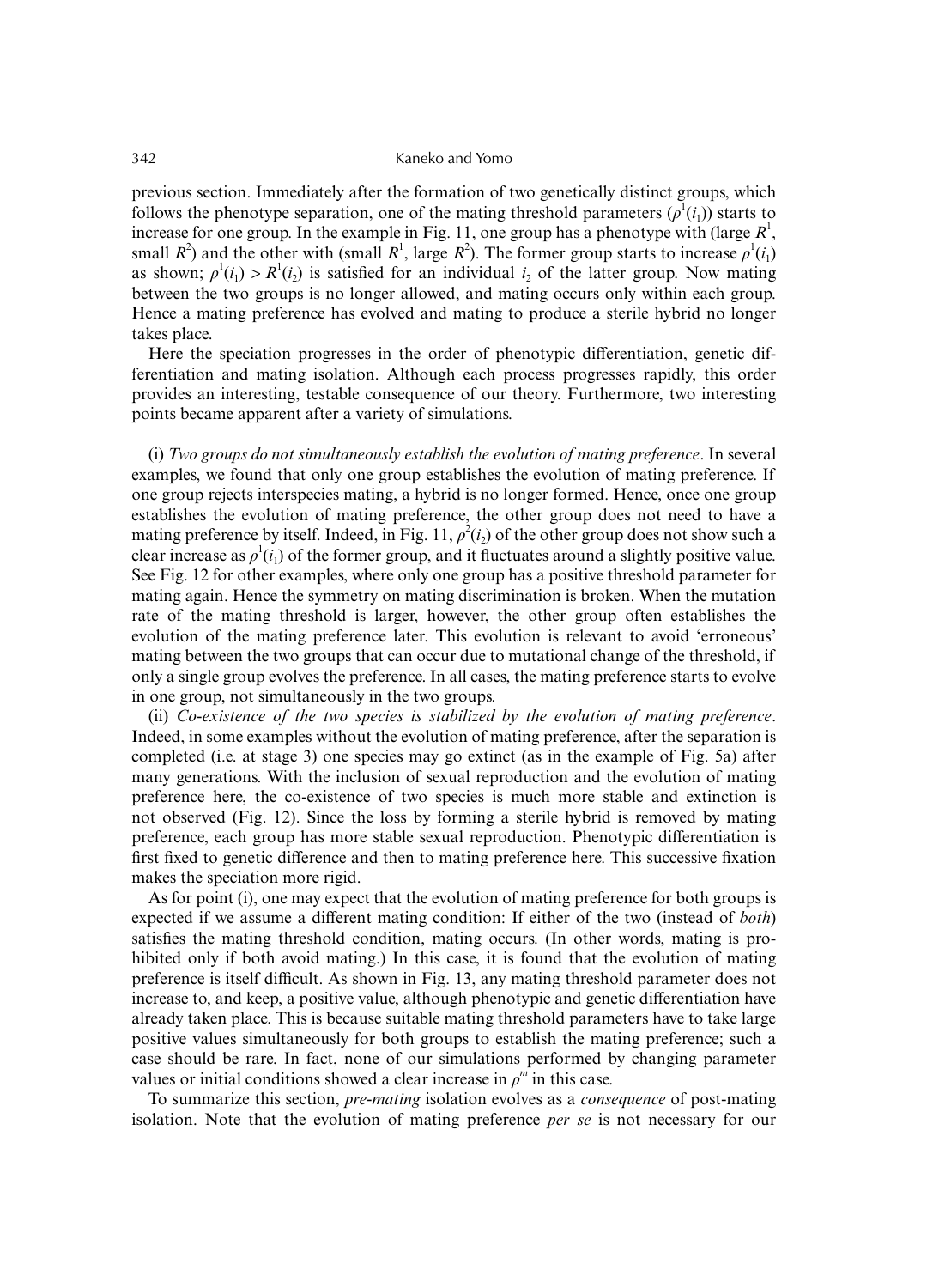previous section. Immediately after the formation of two genetically distinct groups, which follows the phenotype separation, one of the mating threshold parameters ($\rho^1(i_1)$) starts to increase for one group. In the example in Fig. 11, one group has a phenotype with (large $R^1$, small $R^2$) and the other with (small $R^1$, large $R^2$). The former group starts to increase $\rho^1(i_1)$ as shown; $\rho^1(i_1) > R^1(i_2)$ is satisfied for an individual $i_2$ of the latter group. Now mating between the two groups is no longer allowed, and mating occurs only within each group. Hence a mating preference has evolved and mating to produce a sterile hybrid no longer takes place.

Here the speciation progresses in the order of phenotypic differentiation, genetic differentiation and mating isolation. Although each process progresses rapidly, this order provides an interesting, testable consequence of our theory. Furthermore, two interesting points became apparent after a variety of simulations.

(i) *Two groups do not simultaneously establish the evolution of mating preference*. In several examples, we found that only one group establishes the evolution of mating preference. If one group rejects interspecies mating, a hybrid is no longer formed. Hence, once one group establishes the evolution of mating preference, the other group does not need to have a mating preference by itself. Indeed, in Fig. 11, $\rho^2(i_2)$ of the other group does not show such a clear increase as $\rho^1(i_1)$ of the former group, and it fluctuates around a slightly positive value. See Fig. 12 for other examples, where only one group has a positive threshold parameter for mating again. Hence the symmetry on mating discrimination is broken. When the mutation rate of the mating threshold is larger, however, the other group often establishes the evolution of the mating preference later. This evolution is relevant to avoid 'erroneous' mating between the two groups that can occur due to mutational change of the threshold, if only a single group evolves the preference. In all cases, the mating preference starts to evolve in one group, not simultaneously in the two groups.

(ii) *Co-existence of the two species is stabilized by the evolution of mating preference*. Indeed, in some examples without the evolution of mating preference, after the separation is completed (i.e. at stage 3) one species may go extinct (as in the example of Fig. 5a) after many generations. With the inclusion of sexual reproduction and the evolution of mating preference here, the co-existence of two species is much more stable and extinction is not observed (Fig. 12). Since the loss by forming a sterile hybrid is removed by mating preference, each group has more stable sexual reproduction. Phenotypic differentiation is first fixed to genetic difference and then to mating preference here. This successive fixation makes the speciation more rigid.

As for point (i), one may expect that the evolution of mating preference for both groups is expected if we assume a different mating condition: If either of the two (instead of *both*) satisfies the mating threshold condition, mating occurs. (In other words, mating is prohibited only if both avoid mating.) In this case, it is found that the evolution of mating preference is itself difficult. As shown in Fig. 13, any mating threshold parameter does not increase to, and keep, a positive value, although phenotypic and genetic differentiation have already taken place. This is because suitable mating threshold parameters have to take large positive values simultaneously for both groups to establish the mating preference; such a case should be rare. In fact, none of our simulations performed by changing parameter values or initial conditions showed a clear increase in $\rho^m$ in this case.

To summarize this section, *pre-mating* isolation evolves as a *consequence* of post-mating isolation. Note that the evolution of mating preference *per se* is not necessary for our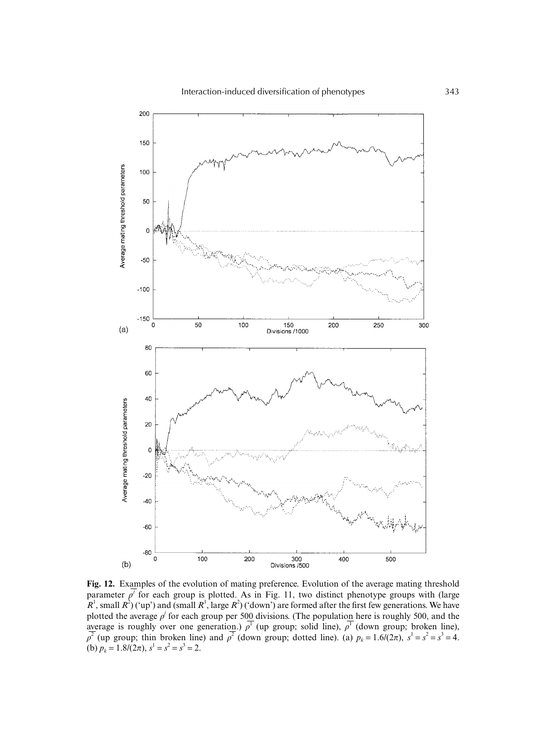**Fig. 12.** Examples of the evolution of mating preference. Evolution of the average mating threshold parameter $\overline{\rho^j}$ for each group is plotted. As in Fig. 11, two distinct phenotype groups with (large $R^1$, small $R^2$) ('up') and (small $R^1$, large $R^2$) ('down') are formed after the first few generations. We have plotted the average $\rho^j$ for each group per 500 divisions. (The population here is roughly 500, and the average is roughly over one generation.) $\overline{\rho^1}$ (up group; solid line), $\overline{\rho^1}$ (down group; broken line), $\overline{\rho^2}$ (up group; thin broken line) and $\overline{\rho^2}$ (down group; dotted line). (a) $p_k = 1.6/(2\pi)$, $s^1 = s^2 = s^3 = 4$. (b) $p_k = 1.8/(2\pi)$, $s^1 = s^2 = s^3 = 2$.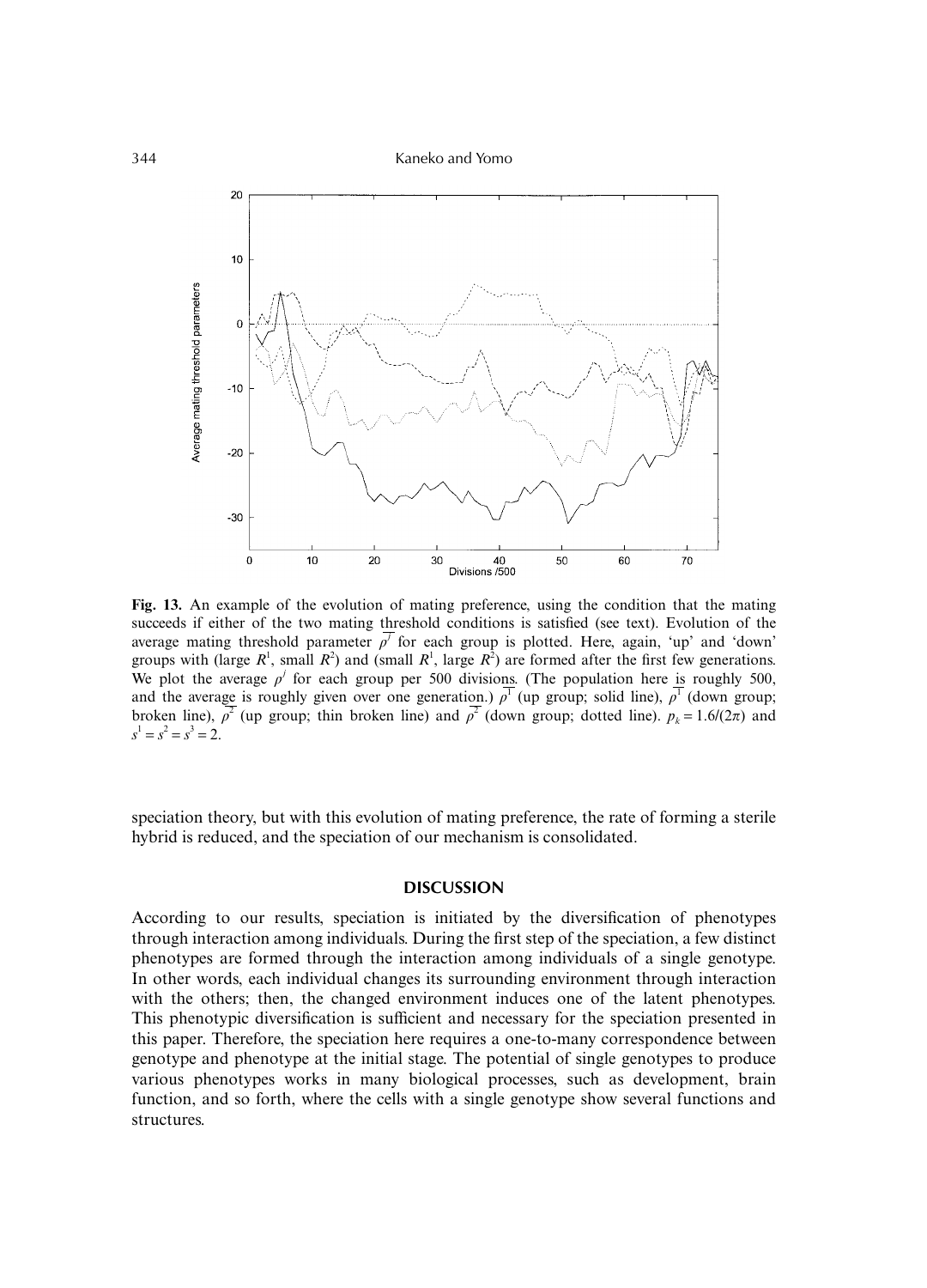**Fig. 13.** An example of the evolution of mating preference, using the condition that the mating succeeds if either of the two mating threshold conditions is satisfied (see text). Evolution of the average mating threshold parameter $\overline{\rho^j}$ for each group is plotted. Here, again, 'up' and 'down' groups with (large $R^1$, small $R^2$) and (small $R^1$, large $R^2$) are formed after the first few generations. We plot the average $\rho^j$ for each group per 500 divisions. (The population here is roughly 500, and the average is roughly given over one generation.) $\overline{\rho^1}$ (up group; solid line), $\overline{\rho^1}$ (down group; broken line), $\overline{\rho^2}$ (up group; thin broken line) and $\overline{\rho^2}$ (down group; dotted line). $p_k = 1.6/(2\pi)$ and $s^1 = s^2 = s^3 = 2$.

speciation theory, but with this evolution of mating preference, the rate of forming a sterile hybrid is reduced, and the speciation of our mechanism is consolidated.

## DISCUSSION

According to our results, speciation is initiated by the diversification of phenotypes through interaction among individuals. During the first step of the speciation, a few distinct phenotypes are formed through the interaction among individuals of a single genotype. In other words, each individual changes its surrounding environment through interaction with the others; then, the changed environment induces one of the latent phenotypes. This phenotypic diversification is sufficient and necessary for the speciation presented in this paper. Therefore, the speciation here requires a one-to-many correspondence between genotype and phenotype at the initial stage. The potential of single genotypes to produce various phenotypes works in many biological processes, such as development, brain function, and so forth, where the cells with a single genotype show several functions and structures.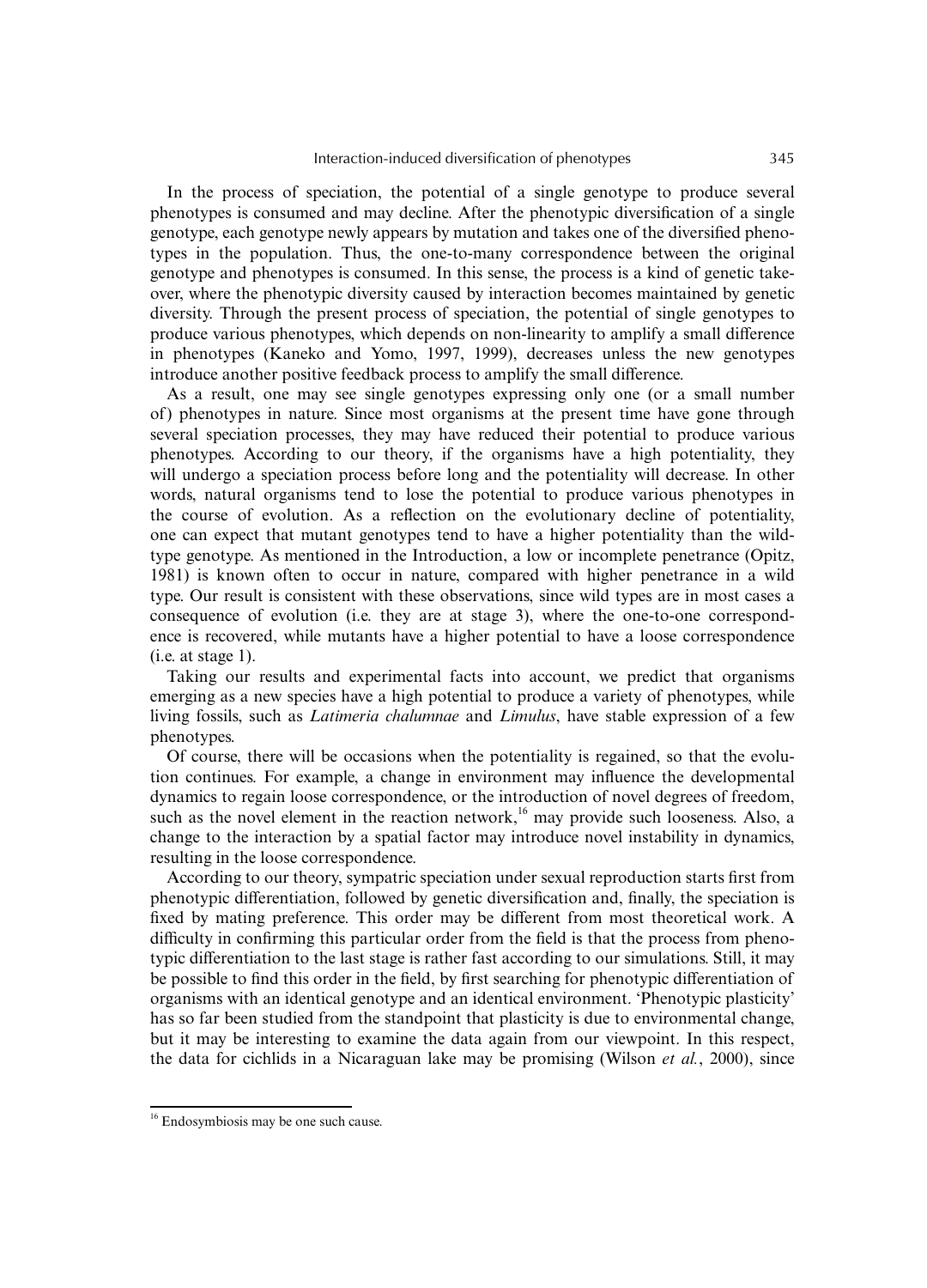In the process of speciation, the potential of a single genotype to produce several phenotypes is consumed and may decline. After the phenotypic diversification of a single genotype, each genotype newly appears by mutation and takes one of the diversified phenotypes in the population. Thus, the one-to-many correspondence between the original genotype and phenotypes is consumed. In this sense, the process is a kind of genetic takeover, where the phenotypic diversity caused by interaction becomes maintained by genetic diversity. Through the present process of speciation, the potential of single genotypes to produce various phenotypes, which depends on non-linearity to amplify a small difference in phenotypes (Kaneko and Yomo, 1997, 1999), decreases unless the new genotypes introduce another positive feedback process to amplify the small difference.

As a result, one may see single genotypes expressing only one (or a small number of) phenotypes in nature. Since most organisms at the present time have gone through several speciation processes, they may have reduced their potential to produce various phenotypes. According to our theory, if the organisms have a high potentiality, they will undergo a speciation process before long and the potentiality will decrease. In other words, natural organisms tend to lose the potential to produce various phenotypes in the course of evolution. As a reflection on the evolutionary decline of potentiality, one can expect that mutant genotypes tend to have a higher potentiality than the wild-type genotype. As mentioned in the Introduction, a low or incomplete penetrance (Opitz, 1981) is known often to occur in nature, compared with higher penetrance in a wild type. Our result is consistent with these observations, since wild types are in most cases a consequence of evolution (i.e. they are at stage 3), where the one-to-one correspondence is recovered, while mutants have a higher potential to have a loose correspondence (i.e. at stage 1).

Taking our results and experimental facts into account, we predict that organisms emerging as a new species have a high potential to produce a variety of phenotypes, while living fossils, such as *Latimeria chalumnae* and *Limulus*, have stable expression of a few phenotypes.

Of course, there will be occasions when the potentiality is regained, so that the evolution continues. For example, a change in environment may influence the developmental dynamics to regain loose correspondence, or the introduction of novel degrees of freedom, such as the novel element in the reaction network,[16] may provide such looseness. Also, a change to the interaction by a spatial factor may introduce novel instability in dynamics, resulting in the loose correspondence.

According to our theory, sympatric speciation under sexual reproduction starts first from phenotypic differentiation, followed by genetic diversification and, finally, the speciation is fixed by mating preference. This order may be different from most theoretical work. A difficulty in confirming this particular order from the field is that the process from phenotypic differentiation to the last stage is rather fast according to our simulations. Still, it may be possible to find this order in the field, by first searching for phenotypic differentiation of organisms with an identical genotype and an identical environment. 'Phenotypic plasticity' has so far been studied from the standpoint that plasticity is due to environmental change, but it may be interesting to examine the data again from our viewpoint. In this respect, the data for cichlids in a Nicaraguan lake may be promising (Wilson *et al.*, 2000), since

[16] Endosymbiosis may be one such cause.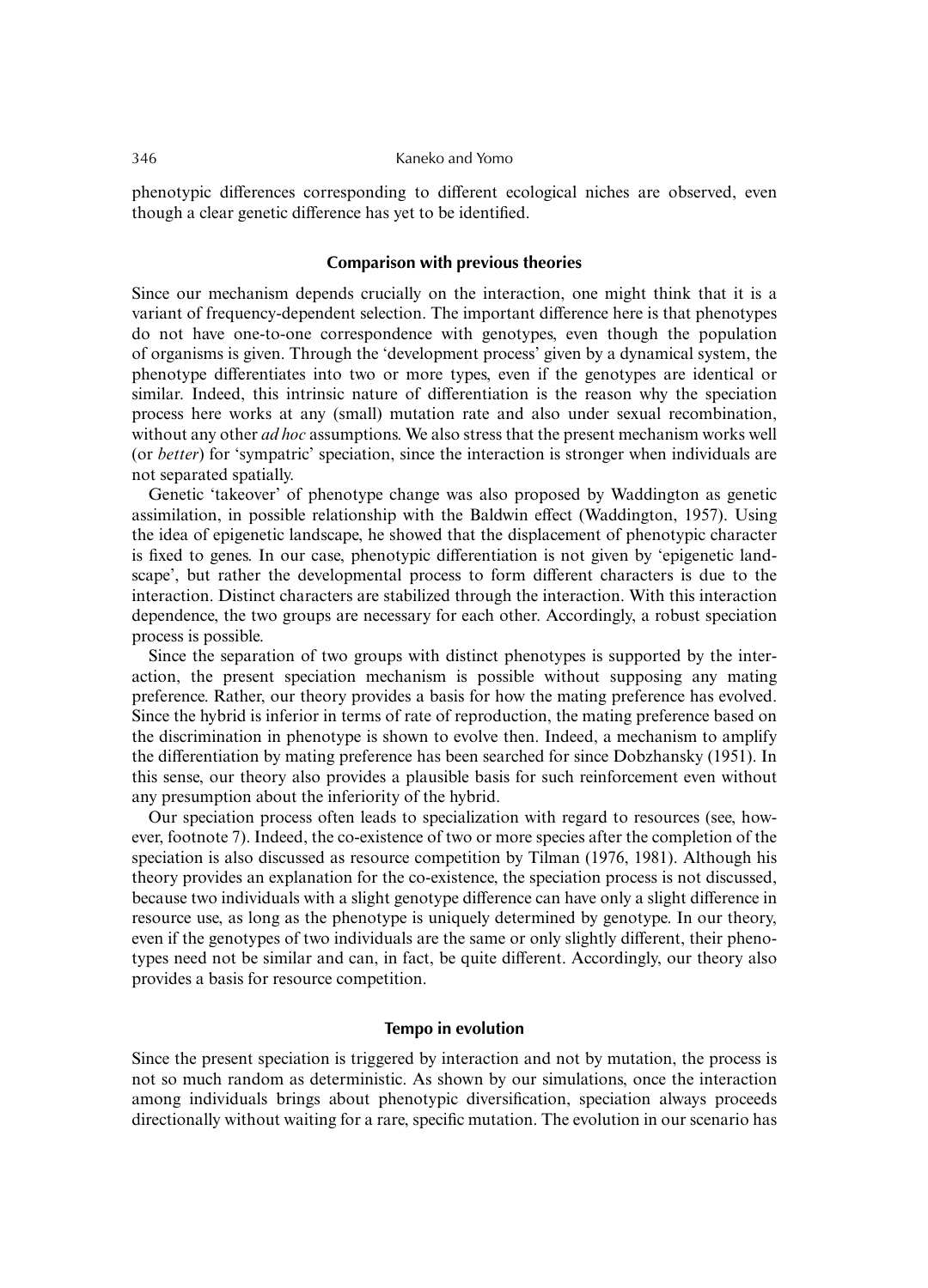phenotypic differences corresponding to different ecological niches are observed, even though a clear genetic difference has yet to be identified.

## Comparison with previous theories

Since our mechanism depends crucially on the interaction, one might think that it is a variant of frequency-dependent selection. The important difference here is that phenotypes do not have one-to-one correspondence with genotypes, even though the population of organisms is given. Through the 'development process' given by a dynamical system, the phenotype differentiates into two or more types, even if the genotypes are identical or similar. Indeed, this intrinsic nature of differentiation is the reason why the speciation process here works at any (small) mutation rate and also under sexual recombination, without any other *ad hoc* assumptions. We also stress that the present mechanism works well (or *better*) for 'sympatric' speciation, since the interaction is stronger when individuals are not separated spatially.

Genetic 'takeover' of phenotype change was also proposed by Waddington as genetic assimilation, in possible relationship with the Baldwin effect (Waddington, 1957). Using the idea of epigenetic landscape, he showed that the displacement of phenotypic character is fixed to genes. In our case, phenotypic differentiation is not given by 'epigenetic landscape', but rather the developmental process to form different characters is due to the interaction. Distinct characters are stabilized through the interaction. With this interaction dependence, the two groups are necessary for each other. Accordingly, a robust speciation process is possible.

Since the separation of two groups with distinct phenotypes is supported by the interaction, the present speciation mechanism is possible without supposing any mating preference. Rather, our theory provides a basis for how the mating preference has evolved. Since the hybrid is inferior in terms of rate of reproduction, the mating preference based on the discrimination in phenotype is shown to evolve then. Indeed, a mechanism to amplify the differentiation by mating preference has been searched for since Dobzhansky (1951). In this sense, our theory also provides a plausible basis for such reinforcement even without any presumption about the inferiority of the hybrid.

Our speciation process often leads to specialization with regard to resources (see, however, footnote 7). Indeed, the co-existence of two or more species after the completion of the speciation is also discussed as resource competition by Tilman (1976, 1981). Although his theory provides an explanation for the co-existence, the speciation process is not discussed, because two individuals with a slight genotype difference can have only a slight difference in resource use, as long as the phenotype is uniquely determined by genotype. In our theory, even if the genotypes of two individuals are the same or only slightly different, their phenotypes need not be similar and can, in fact, be quite different. Accordingly, our theory also provides a basis for resource competition.

## Tempo in evolution

Since the present speciation is triggered by interaction and not by mutation, the process is not so much random as deterministic. As shown by our simulations, once the interaction among individuals brings about phenotypic diversification, speciation always proceeds directionally without waiting for a rare, specific mutation. The evolution in our scenario has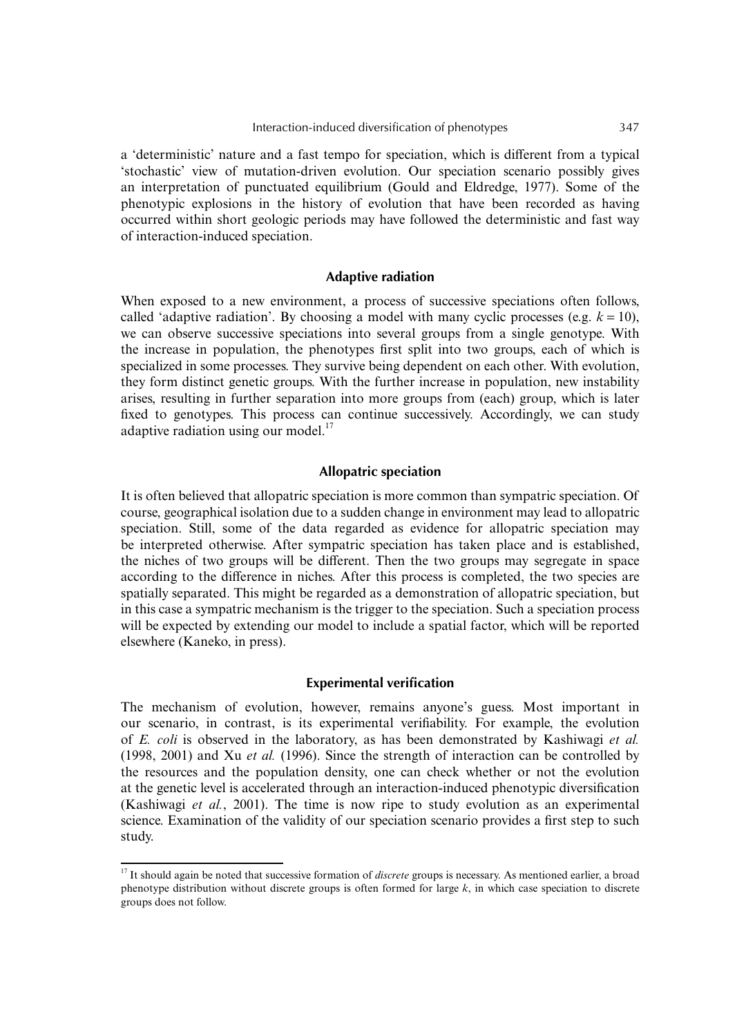a 'deterministic' nature and a fast tempo for speciation, which is different from a typical 'stochastic' view of mutation-driven evolution. Our speciation scenario possibly gives an interpretation of punctuated equilibrium (Gould and Eldredge, 1977). Some of the phenotypic explosions in the history of evolution that have been recorded as having occurred within short geologic periods may have followed the deterministic and fast way of interaction-induced speciation.

### Adaptive radiation

When exposed to a new environment, a process of successive speciations often follows, called 'adaptive radiation'. By choosing a model with many cyclic processes (e.g. $k = 10$), we can observe successive speciations into several groups from a single genotype. With the increase in population, the phenotypes first split into two groups, each of which is specialized in some processes. They survive being dependent on each other. With evolution, they form distinct genetic groups. With the further increase in population, new instability arises, resulting in further separation into more groups from (each) group, which is later fixed to genotypes. This process can continue successively. Accordingly, we can study adaptive radiation using our model.[17]

### Allopatric speciation

It is often believed that allopatric speciation is more common than sympatric speciation. Of course, geographical isolation due to a sudden change in environment may lead to allopatric speciation. Still, some of the data regarded as evidence for allopatric speciation may be interpreted otherwise. After sympatric speciation has taken place and is established, the niches of two groups will be different. Then the two groups may segregate in space according to the difference in niches. After this process is completed, the two species are spatially separated. This might be regarded as a demonstration of allopatric speciation, but in this case a sympatric mechanism is the trigger to the speciation. Such a speciation process will be expected by extending our model to include a spatial factor, which will be reported elsewhere (Kaneko, in press).

### Experimental verification

The mechanism of evolution, however, remains anyone's guess. Most important in our scenario, in contrast, is its experimental verifiability. For example, the evolution of *E. coli* is observed in the laboratory, as has been demonstrated by Kashiwagi *et al.* (1998, 2001) and Xu *et al.* (1996). Since the strength of interaction can be controlled by the resources and the population density, one can check whether or not the evolution at the genetic level is accelerated through an interaction-induced phenotypic diversification (Kashiwagi *et al.*, 2001). The time is now ripe to study evolution as an experimental science. Examination of the validity of our speciation scenario provides a first step to such study.

---

[17] It should again be noted that successive formation of *discrete* groups is necessary. As mentioned earlier, a broad phenotype distribution without discrete groups is often formed for large $k$, in which case speciation to discrete groups does not follow.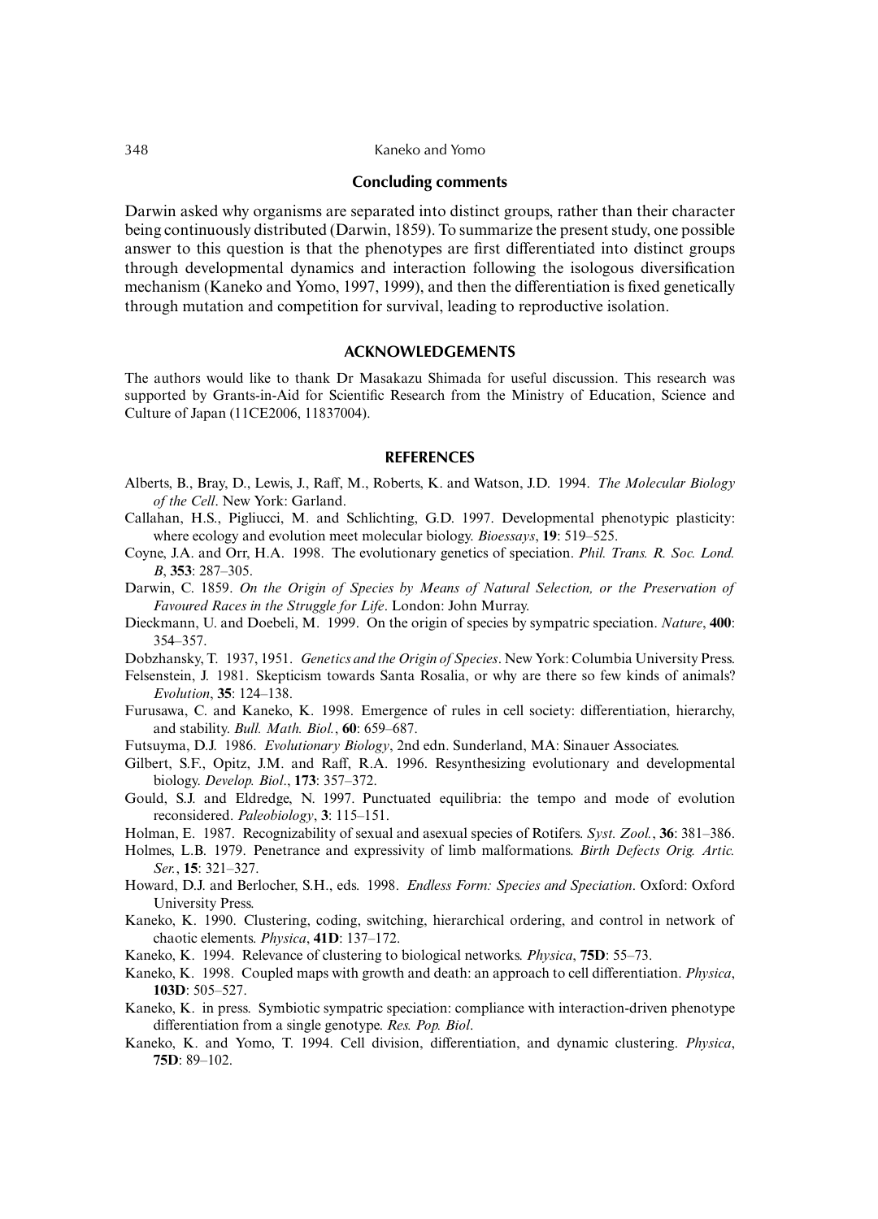## Concluding comments

Darwin asked why organisms are separated into distinct groups, rather than their character being continuously distributed (Darwin, 1859). To summarize the present study, one possible answer to this question is that the phenotypes are first differentiated into distinct groups through developmental dynamics and interaction following the isologous diversification mechanism (Kaneko and Yomo, 1997, 1999), and then the differentiation is fixed genetically through mutation and competition for survival, leading to reproductive isolation.

## ACKNOWLEDGEMENTS

The authors would like to thank Dr Masakazu Shimada for useful discussion. This research was supported by Grants-in-Aid for Scientific Research from the Ministry of Education, Science and Culture of Japan (11CE2006, 11837004).

## REFERENCES

Alberts, B., Bray, D., Lewis, J., Raff, M., Roberts, K. and Watson, J.D. 1994. *The Molecular Biology of the Cell*. New York: Garland.

Callahan, H.S., Pigliucci, M. and Schlichting, G.D. 1997. Developmental phenotypic plasticity: where ecology and evolution meet molecular biology. *Bioessays*, **19**: 519–525.

Coyne, J.A. and Orr, H.A. 1998. The evolutionary genetics of speciation. *Phil. Trans. R. Soc. Lond. B*, **353**: 287–305.

Darwin, C. 1859. *On the Origin of Species by Means of Natural Selection, or the Preservation of Favoured Races in the Struggle for Life*. London: John Murray.

Dieckmann, U. and Doebeli, M. 1999. On the origin of species by sympatric speciation. *Nature*, **400**: 354–357.

Dobzhansky, T. 1937, 1951. *Genetics and the Origin of Species*. New York: Columbia University Press.

Felsenstein, J. 1981. Skepticism towards Santa Rosalia, or why are there so few kinds of animals? *Evolution*, **35**: 124–138.

Furusawa, C. and Kaneko, K. 1998. Emergence of rules in cell society: differentiation, hierarchy, and stability. *Bull. Math. Biol.*, **60**: 659–687.

Futsuyma, D.J. 1986. *Evolutionary Biology*, 2nd edn. Sunderland, MA: Sinauer Associates.

Gilbert, S.F., Opitz, J.M. and Raff, R.A. 1996. Resynthesizing evolutionary and developmental biology. *Develop. Biol*., **173**: 357–372.

Gould, S.J. and Eldredge, N. 1997. Punctuated equilibria: the tempo and mode of evolution reconsidered. *Paleobiology*, **3**: 115–151.

Holman, E. 1987. Recognizability of sexual and asexual species of Rotifers. *Syst. Zool.*, **36**: 381–386.

Holmes, L.B. 1979. Penetrance and expressivity of limb malformations. *Birth Defects Orig. Artic. Ser.*, **15**: 321–327.

Howard, D.J. and Berlocher, S.H., eds. 1998. *Endless Form: Species and Speciation*. Oxford: Oxford University Press.

Kaneko, K. 1990. Clustering, coding, switching, hierarchical ordering, and control in network of chaotic elements. *Physica*, **41D**: 137–172.

Kaneko, K. 1994. Relevance of clustering to biological networks. *Physica*, **75D**: 55–73.

Kaneko, K. 1998. Coupled maps with growth and death: an approach to cell differentiation. *Physica*, **103D**: 505–527.

Kaneko, K. in press. Symbiotic sympatric speciation: compliance with interaction-driven phenotype differentiation from a single genotype. *Res. Pop. Biol*.

Kaneko, K. and Yomo, T. 1994. Cell division, differentiation, and dynamic clustering. *Physica*, **75D**: 89–102.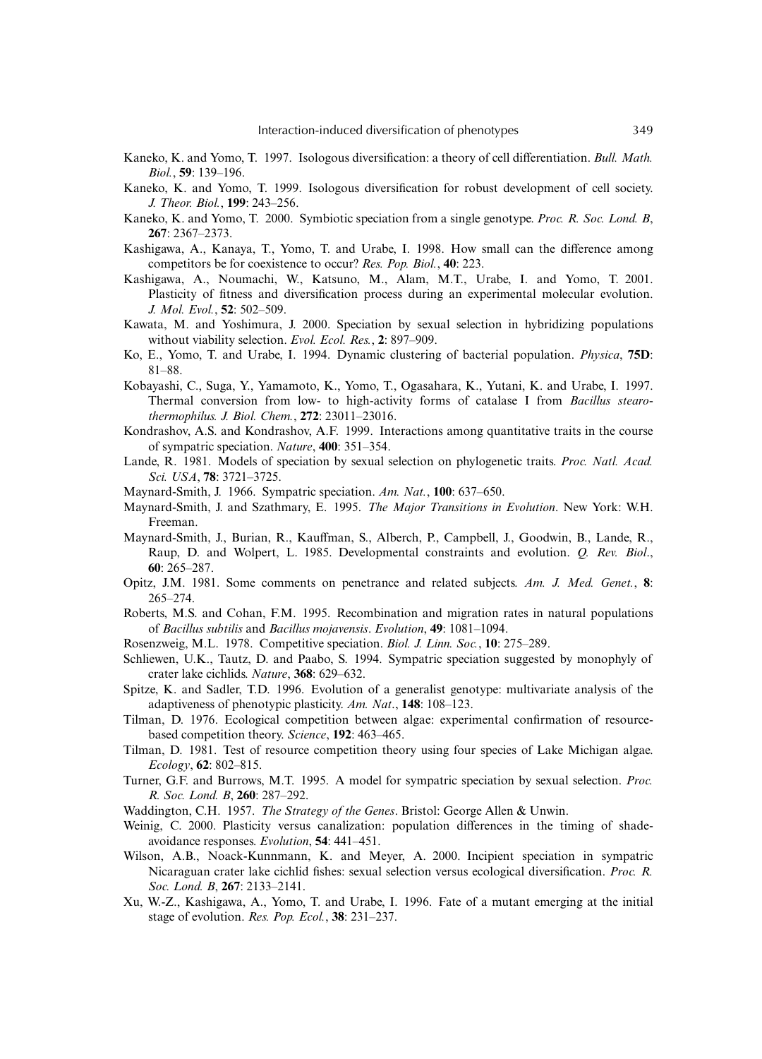Kaneko, K. and Yomo, T. 1997. Isologous diversification: a theory of cell differentiation. *Bull. Math. Biol.*, **59**: 139–196.

Kaneko, K. and Yomo, T. 1999. Isologous diversification for robust development of cell society. *J. Theor. Biol.*, **199**: 243–256.

Kaneko, K. and Yomo, T. 2000. Symbiotic speciation from a single genotype. *Proc. R. Soc. Lond. B*, **267**: 2367–2373.

Kashigawa, A., Kanaya, T., Yomo, T. and Urabe, I. 1998. How small can the difference among competitors be for coexistence to occur? *Res. Pop. Biol.*, **40**: 223.

Kashigawa, A., Noumachi, W., Katsuno, M., Alam, M.T., Urabe, I. and Yomo, T. 2001. Plasticity of fitness and diversification process during an experimental molecular evolution. *J. Mol. Evol.*, **52**: 502–509.

Kawata, M. and Yoshimura, J. 2000. Speciation by sexual selection in hybridizing populations without viability selection. *Evol. Ecol. Res.*, **2**: 897–909.

Ko, E., Yomo, T. and Urabe, I. 1994. Dynamic clustering of bacterial population. *Physica*, **75D**: 81–88.

Kobayashi, C., Suga, Y., Yamamoto, K., Yomo, T., Ogasahara, K., Yutani, K. and Urabe, I. 1997. Thermal conversion from low- to high-activity forms of catalase I from *Bacillus stearothermophilus. J. Biol. Chem.*, **272**: 23011–23016.

Kondrashov, A.S. and Kondrashov, A.F. 1999. Interactions among quantitative traits in the course of sympatric speciation. *Nature*, **400**: 351–354.

Lande, R. 1981. Models of speciation by sexual selection on phylogenetic traits. *Proc. Natl. Acad. Sci. USA*, **78**: 3721–3725.

Maynard-Smith, J. 1966. Sympatric speciation. *Am. Nat.*, **100**: 637–650.

Maynard-Smith, J. and Szathmary, E. 1995. *The Major Transitions in Evolution*. New York: W.H. Freeman.

Maynard-Smith, J., Burian, R., Kauffman, S., Alberch, P., Campbell, J., Goodwin, B., Lande, R., Raup, D. and Wolpert, L. 1985. Developmental constraints and evolution. *Q. Rev. Biol*., **60**: 265–287.

Opitz, J.M. 1981. Some comments on penetrance and related subjects. *Am. J. Med. Genet.*, **8**: 265–274.

Roberts, M.S. and Cohan, F.M. 1995. Recombination and migration rates in natural populations of *Bacillus subtilis* and *Bacillus mojavensis*. *Evolution*, **49**: 1081–1094.

Rosenzweig, M.L. 1978. Competitive speciation. *Biol. J. Linn. Soc.*, **10**: 275–289.

Schliewen, U.K., Tautz, D. and Paabo, S. 1994. Sympatric speciation suggested by monophyly of crater lake cichlids. *Nature*, **368**: 629–632.

Spitze, K. and Sadler, T.D. 1996. Evolution of a generalist genotype: multivariate analysis of the adaptiveness of phenotypic plasticity. *Am. Nat*., **148**: 108–123.

Tilman, D. 1976. Ecological competition between algae: experimental confirmation of resource-based competition theory. *Science*, **192**: 463–465.

Tilman, D. 1981. Test of resource competition theory using four species of Lake Michigan algae. *Ecology*, **62**: 802–815.

Turner, G.F. and Burrows, M.T. 1995. A model for sympatric speciation by sexual selection. *Proc. R. Soc. Lond. B*, **260**: 287–292.

Waddington, C.H. 1957. *The Strategy of the Genes*. Bristol: George Allen & Unwin.

Weinig, C. 2000. Plasticity versus canalization: population differences in the timing of shade-avoidance responses. *Evolution*, **54**: 441–451.

Wilson, A.B., Noack-Kunnmann, K. and Meyer, A. 2000. Incipient speciation in sympatric Nicaraguan crater lake cichlid fishes: sexual selection versus ecological diversification. *Proc. R. Soc. Lond. B*, **267**: 2133–2141.

Xu, W.-Z., Kashigawa, A., Yomo, T. and Urabe, I. 1996. Fate of a mutant emerging at the initial stage of evolution. *Res. Pop. Ecol.*, **38**: 231–237.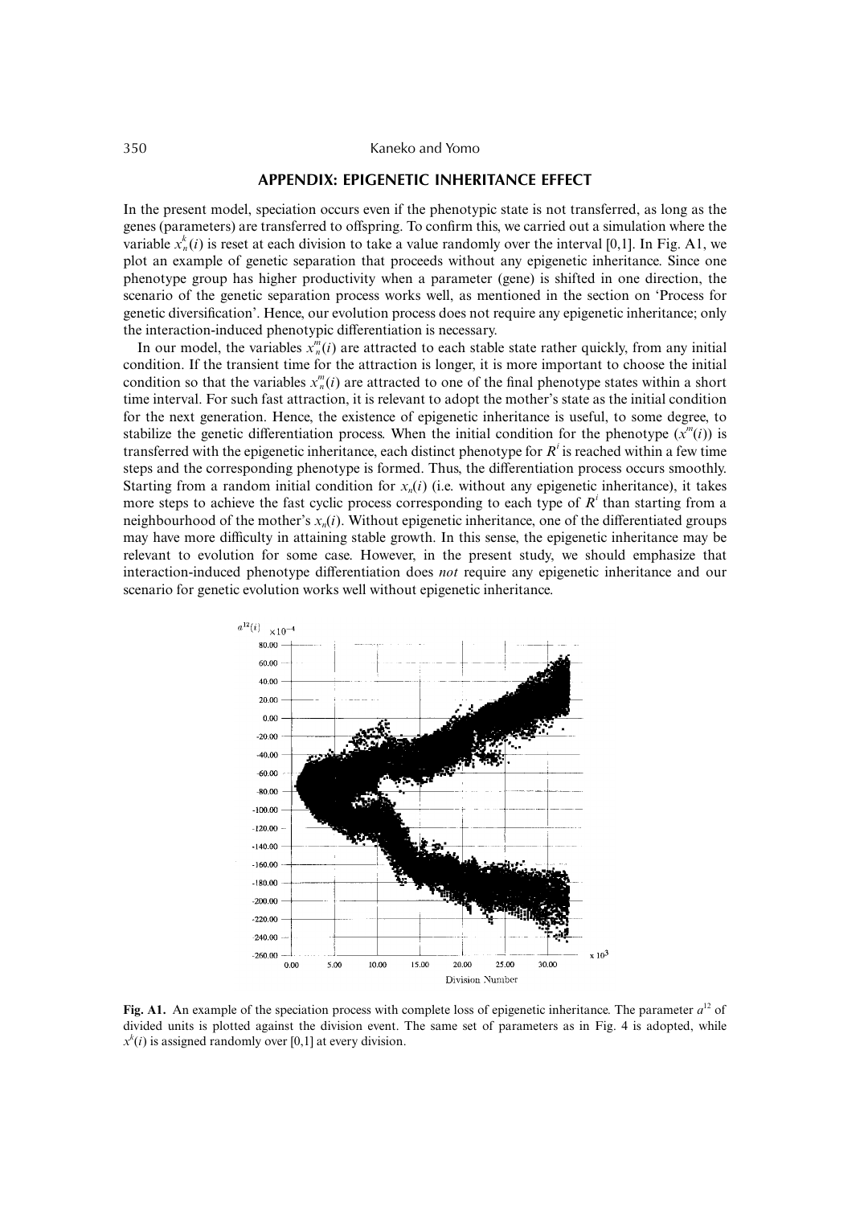## APPENDIX: EPIGENETIC INHERITANCE EFFECT

In the present model, speciation occurs even if the phenotypic state is not transferred, as long as the genes (parameters) are transferred to offspring. To confirm this, we carried out a simulation where the variable $x_n^k(i)$ is reset at each division to take a value randomly over the interval [0,1]. In Fig. A1, we plot an example of genetic separation that proceeds without any epigenetic inheritance. Since one phenotype group has higher productivity when a parameter (gene) is shifted in one direction, the scenario of the genetic separation process works well, as mentioned in the section on 'Process for genetic diversification'. Hence, our evolution process does not require any epigenetic inheritance; only the interaction-induced phenotypic differentiation is necessary.

In our model, the variables $x_n^m(i)$ are attracted to each stable state rather quickly, from any initial condition. If the transient time for the attraction is longer, it is more important to choose the initial condition so that the variables $x_n^m(i)$ are attracted to one of the final phenotype states within a short time interval. For such fast attraction, it is relevant to adopt the mother's state as the initial condition for the next generation. Hence, the existence of epigenetic inheritance is useful, to some degree, to stabilize the genetic differentiation process. When the initial condition for the phenotype ($x^m(i)$) is transferred with the epigenetic inheritance, each distinct phenotype for $R^i$ is reached within a few time steps and the corresponding phenotype is formed. Thus, the differentiation process occurs smoothly. Starting from a random initial condition for $x_n(i)$ (i.e. without any epigenetic inheritance), it takes more steps to achieve the fast cyclic process corresponding to each type of $R^i$ than starting from a neighbourhood of the mother's $x_n(i)$. Without epigenetic inheritance, one of the differentiated groups may have more difficulty in attaining stable growth. In this sense, the epigenetic inheritance may be relevant to evolution for some case. However, in the present study, we should emphasize that interaction-induced phenotype differentiation does *not* require any epigenetic inheritance and our scenario for genetic evolution works well without epigenetic inheritance.

$a^{12}(i)$ $\times 10^{-4}$

80.00
60.00
40.00
20.00
0.00
-20.00
-40.00
-60.00
-80.00
-100.00
-120.00
-140.00
-160.00
-180.00
-200.00
-220.00
-240.00
-260.00

0.00 5.00 10.00 15.00 20.00 25.00 30.00 $\times 10^3$

Division Number

**Fig. A1.** An example of the speciation process with complete loss of epigenetic inheritance. The parameter $a^{12}$ of divided units is plotted against the division event. The same set of parameters as in Fig. 4 is adopted, while $x^k(i)$ is assigned randomly over [0,1] at every division.